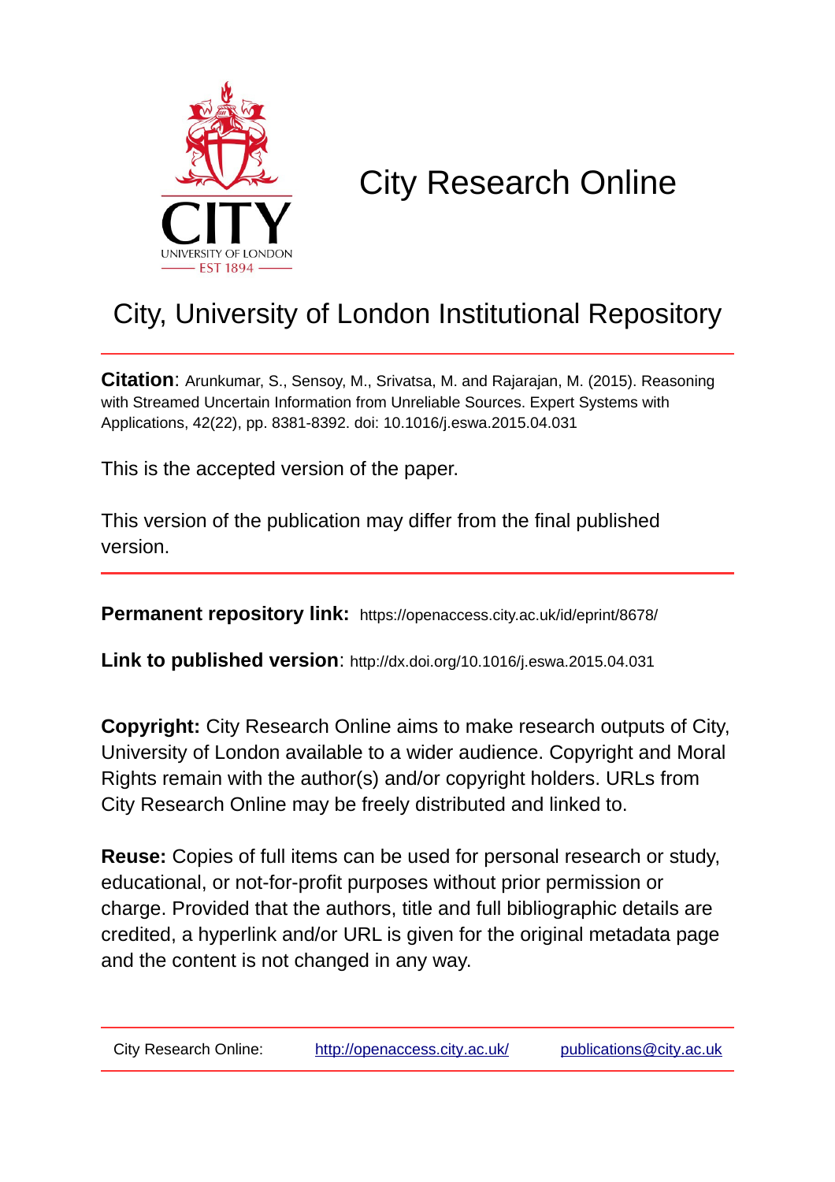# City Research Online

## City, University of London Institutional Repository

**Citation**: Arunkumar, S., Sensoy, M., Srivatsa, M. and Rajarajan, M. (2015). Reasoning with Streamed Uncertain Information from Unreliable Sources. Expert Systems with Applications, 42(22), pp. 8381-8392. doi: 10.1016/j.eswa.2015.04.031

This is the accepted version of the paper.

This version of the publication may differ from the final published version.

---

**Permanent repository link:** https://openaccess.city.ac.uk/id/eprint/8678/

**Link to published version**: http://dx.doi.org/10.1016/j.eswa.2015.04.031

**Copyright:** City Research Online aims to make research outputs of City, University of London available to a wider audience. Copyright and Moral Rights remain with the author(s) and/or copyright holders. URLs from City Research Online may be freely distributed and linked to.

**Reuse:** Copies of full items can be used for personal research or study, educational, or not-for-profit purposes without prior permission or charge. Provided that the authors, title and full bibliographic details are credited, a hyperlink and/or URL is given for the original metadata page and the content is not changed in any way.

---

City Research Online: http://openaccess.city.ac.uk/ publications@city.ac.uk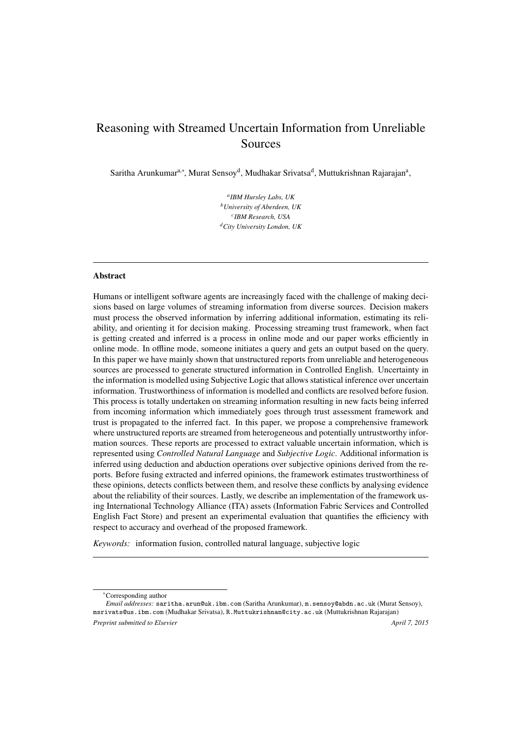# Reasoning with Streamed Uncertain Information from Unreliable Sources

Saritha Arunkumar[a,*], Murat Sensoy[d], Mudhakar Srivatsa[d], Muttukrishnan Rajarajan[a],

[a]*IBM Hursley Labs, UK*
[b]*University of Aberdeen, UK*
[c]*IBM Research, USA*
[d]*City University London, UK*

---

## Abstract

Humans or intelligent software agents are increasingly faced with the challenge of making decisions based on large volumes of streaming information from diverse sources. Decision makers must process the observed information by inferring additional information, estimating its reliability, and orienting it for decision making. Processing streaming trust framework, when fact is getting created and inferred is a process in online mode and our paper works efficiently in online mode. In offline mode, someone initiates a query and gets an output based on the query. In this paper we have mainly shown that unstructured reports from unreliable and heterogeneous sources are processed to generate structured information in Controlled English. Uncertainty in the information is modelled using Subjective Logic that allows statistical inference over uncertain information. Trustworthiness of information is modelled and conflicts are resolved before fusion. This process is totally undertaken on streaming information resulting in new facts being inferred from incoming information which immediately goes through trust assessment framework and trust is propagated to the inferred fact. In this paper, we propose a comprehensive framework where unstructured reports are streamed from heterogeneous and potentially untrustworthy information sources. These reports are processed to extract valuable uncertain information, which is represented using *Controlled Natural Language* and *Subjective Logic*. Additional information is inferred using deduction and abduction operations over subjective opinions derived from the reports. Before fusing extracted and inferred opinions, the framework estimates trustworthiness of these opinions, detects conflicts between them, and resolve these conflicts by analysing evidence about the reliability of their sources. Lastly, we describe an implementation of the framework using International Technology Alliance (ITA) assets (Information Fabric Services and Controlled English Fact Store) and present an experimental evaluation that quantifies the efficiency with respect to accuracy and overhead of the proposed framework.

*Keywords:* information fusion, controlled natural language, subjective logic

---

*Corresponding author

*Email addresses:* saritha.arun@uk.ibm.com (Saritha Arunkumar), m.sensoy@abdn.ac.uk (Murat Sensoy), msrivats@us.ibm.com (Mudhakar Srivatsa), R.Muttukrishnan@city.ac.uk (Muttukrishnan Rajarajan)

*Preprint submitted to Elsevier* — *April 7, 2015*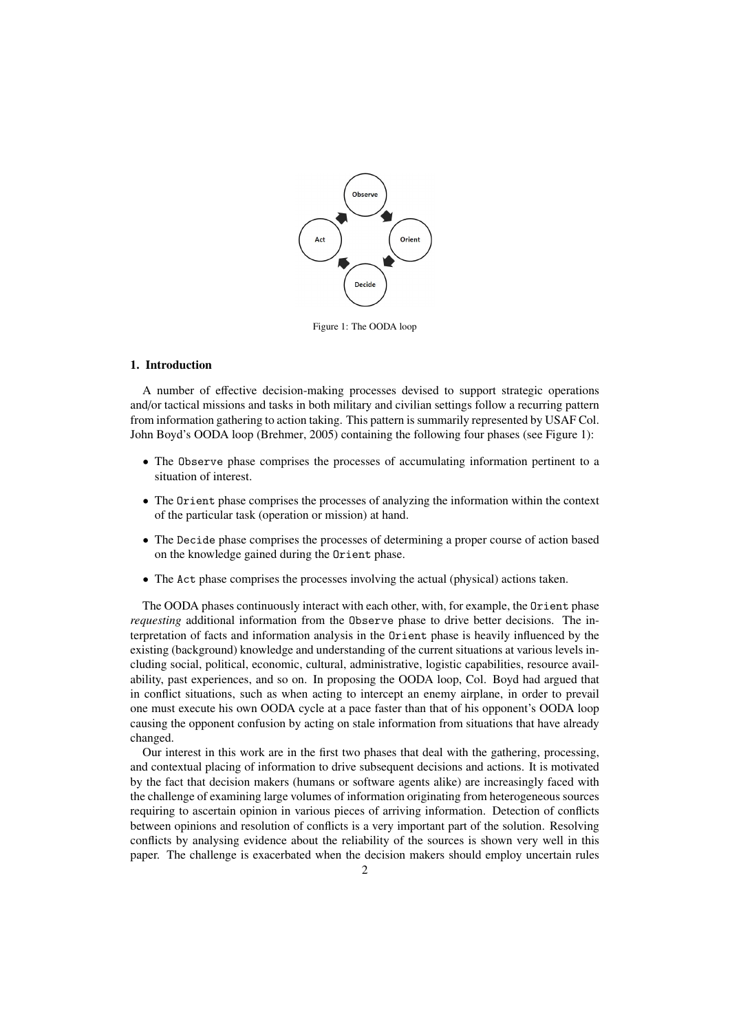Observe

Orient

Decide

Act

Figure 1: The OODA loop

## 1. Introduction

A number of effective decision-making processes devised to support strategic operations and/or tactical missions and tasks in both military and civilian settings follow a recurring pattern from information gathering to action taking. This pattern is summarily represented by USAF Col. John Boyd's OODA loop (Brehmer, 2005) containing the following four phases (see Figure 1):

- The Observe phase comprises the processes of accumulating information pertinent to a situation of interest.
- The Orient phase comprises the processes of analyzing the information within the context of the particular task (operation or mission) at hand.
- The Decide phase comprises the processes of determining a proper course of action based on the knowledge gained during the Orient phase.
- The Act phase comprises the processes involving the actual (physical) actions taken.

The OODA phases continuously interact with each other, with, for example, the Orient phase *requesting* additional information from the Observe phase to drive better decisions. The interpretation of facts and information analysis in the Orient phase is heavily influenced by the existing (background) knowledge and understanding of the current situations at various levels including social, political, economic, cultural, administrative, logistic capabilities, resource availability, past experiences, and so on. In proposing the OODA loop, Col. Boyd had argued that in conflict situations, such as when acting to intercept an enemy airplane, in order to prevail one must execute his own OODA cycle at a pace faster than that of his opponent's OODA loop causing the opponent confusion by acting on stale information from situations that have already changed.

Our interest in this work are in the first two phases that deal with the gathering, processing, and contextual placing of information to drive subsequent decisions and actions. It is motivated by the fact that decision makers (humans or software agents alike) are increasingly faced with the challenge of examining large volumes of information originating from heterogeneous sources requiring to ascertain opinion in various pieces of arriving information. Detection of conflicts between opinions and resolution of conflicts is a very important part of the solution. Resolving conflicts by analysing evidence about the reliability of the sources is shown very well in this paper. The challenge is exacerbated when the decision makers should employ uncertain rules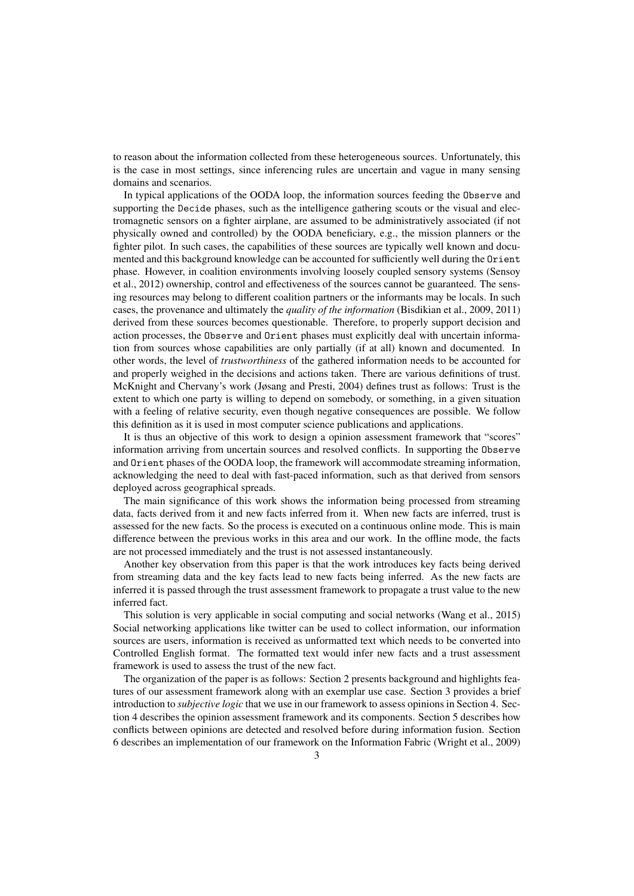to reason about the information collected from these heterogeneous sources. Unfortunately, this is the case in most settings, since inferencing rules are uncertain and vague in many sensing domains and scenarios.

In typical applications of the OODA loop, the information sources feeding the `Observe` and supporting the `Decide` phases, such as the intelligence gathering scouts or the visual and electromagnetic sensors on a fighter airplane, are assumed to be administratively associated (if not physically owned and controlled) by the OODA beneficiary, e.g., the mission planners or the fighter pilot. In such cases, the capabilities of these sources are typically well known and documented and this background knowledge can be accounted for sufficiently well during the `Orient` phase. However, in coalition environments involving loosely coupled sensory systems (Sensoy et al., 2012) ownership, control and effectiveness of the sources cannot be guaranteed. The sensing resources may belong to different coalition partners or the informants may be locals. In such cases, the provenance and ultimately the *quality of the information* (Bisdikian et al., 2009, 2011) derived from these sources becomes questionable. Therefore, to properly support decision and action processes, the `Observe` and `Orient` phases must explicitly deal with uncertain information from sources whose capabilities are only partially (if at all) known and documented. In other words, the level of *trustworthiness* of the gathered information needs to be accounted for and properly weighed in the decisions and actions taken. There are various definitions of trust. McKnight and Chervany's work (Jøsang and Presti, 2004) defines trust as follows: Trust is the extent to which one party is willing to depend on somebody, or something, in a given situation with a feeling of relative security, even though negative consequences are possible. We follow this definition as it is used in most computer science publications and applications.

It is thus an objective of this work to design a opinion assessment framework that "scores" information arriving from uncertain sources and resolved conflicts. In supporting the `Observe` and `Orient` phases of the OODA loop, the framework will accommodate streaming information, acknowledging the need to deal with fast-paced information, such as that derived from sensors deployed across geographical spreads.

The main significance of this work shows the information being processed from streaming data, facts derived from it and new facts inferred from it. When new facts are inferred, trust is assessed for the new facts. So the process is executed on a continuous online mode. This is main difference between the previous works in this area and our work. In the offline mode, the facts are not processed immediately and the trust is not assessed instantaneously.

Another key observation from this paper is that the work introduces key facts being derived from streaming data and the key facts lead to new facts being inferred. As the new facts are inferred it is passed through the trust assessment framework to propagate a trust value to the new inferred fact.

This solution is very applicable in social computing and social networks (Wang et al., 2015) Social networking applications like twitter can be used to collect information, our information sources are users, information is received as unformatted text which needs to be converted into Controlled English format. The formatted text would infer new facts and a trust assessment framework is used to assess the trust of the new fact.

The organization of the paper is as follows: Section 2 presents background and highlights features of our assessment framework along with an exemplar use case. Section 3 provides a brief introduction to *subjective logic* that we use in our framework to assess opinions in Section 4. Section 4 describes the opinion assessment framework and its components. Section 5 describes how conflicts between opinions are detected and resolved before during information fusion. Section 6 describes an implementation of our framework on the Information Fabric (Wright et al., 2009)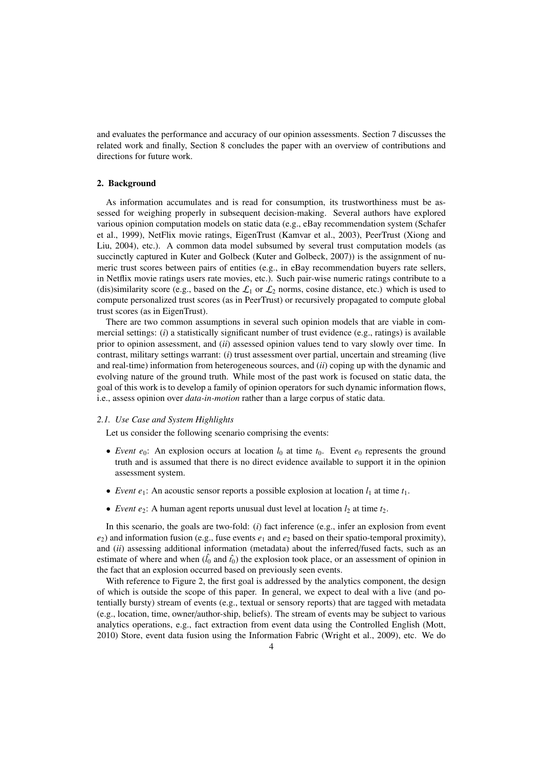and evaluates the performance and accuracy of our opinion assessments. Section 7 discusses the related work and finally, Section 8 concludes the paper with an overview of contributions and directions for future work.

## 2. Background

As information accumulates and is read for consumption, its trustworthiness must be assessed for weighing properly in subsequent decision-making. Several authors have explored various opinion computation models on static data (e.g., eBay recommendation system (Schafer et al., 1999), NetFlix movie ratings, EigenTrust (Kamvar et al., 2003), PeerTrust (Xiong and Liu, 2004), etc.). A common data model subsumed by several trust computation models (as succinctly captured in Kuter and Golbeck (Kuter and Golbeck, 2007)) is the assignment of numeric trust scores between pairs of entities (e.g., in eBay recommendation buyers rate sellers, in Netflix movie ratings users rate movies, etc.). Such pair-wise numeric ratings contribute to a (dis)similarity score (e.g., based on the $\mathcal{L}_1$ or $\mathcal{L}_2$ norms, cosine distance, etc.) which is used to compute personalized trust scores (as in PeerTrust) or recursively propagated to compute global trust scores (as in EigenTrust).

There are two common assumptions in several such opinion models that are viable in commercial settings: (*i*) a statistically significant number of trust evidence (e.g., ratings) is available prior to opinion assessment, and (*ii*) assessed opinion values tend to vary slowly over time. In contrast, military settings warrant: (*i*) trust assessment over partial, uncertain and streaming (live and real-time) information from heterogeneous sources, and (*ii*) coping up with the dynamic and evolving nature of the ground truth. While most of the past work is focused on static data, the goal of this work is to develop a family of opinion operators for such dynamic information flows, i.e., assess opinion over *data-in-motion* rather than a large corpus of static data.

### 2.1. Use Case and System Highlights

Let us consider the following scenario comprising the events:

- *Event* $e_0$: An explosion occurs at location $l_0$ at time $t_0$. Event $e_0$ represents the ground truth and is assumed that there is no direct evidence available to support it in the opinion assessment system.
- *Event* $e_1$: An acoustic sensor reports a possible explosion at location $l_1$ at time $t_1$.
- *Event* $e_2$: A human agent reports unusual dust level at location $l_2$ at time $t_2$.

In this scenario, the goals are two-fold: (*i*) fact inference (e.g., infer an explosion from event $e_2$) and information fusion (e.g., fuse events $e_1$ and $e_2$ based on their spatio-temporal proximity), and (*ii*) assessing additional information (metadata) about the inferred/fused facts, such as an estimate of where and when ($\hat{l_0}$ and $\hat{t_0}$) the explosion took place, or an assessment of opinion in the fact that an explosion occurred based on previously seen events.

With reference to Figure 2, the first goal is addressed by the analytics component, the design of which is outside the scope of this paper. In general, we expect to deal with a live (and potentially bursty) stream of events (e.g., textual or sensory reports) that are tagged with metadata (e.g., location, time, owner/author-ship, beliefs). The stream of events may be subject to various analytics operations, e.g., fact extraction from event data using the Controlled English (Mott, 2010) Store, event data fusion using the Information Fabric (Wright et al., 2009), etc. We do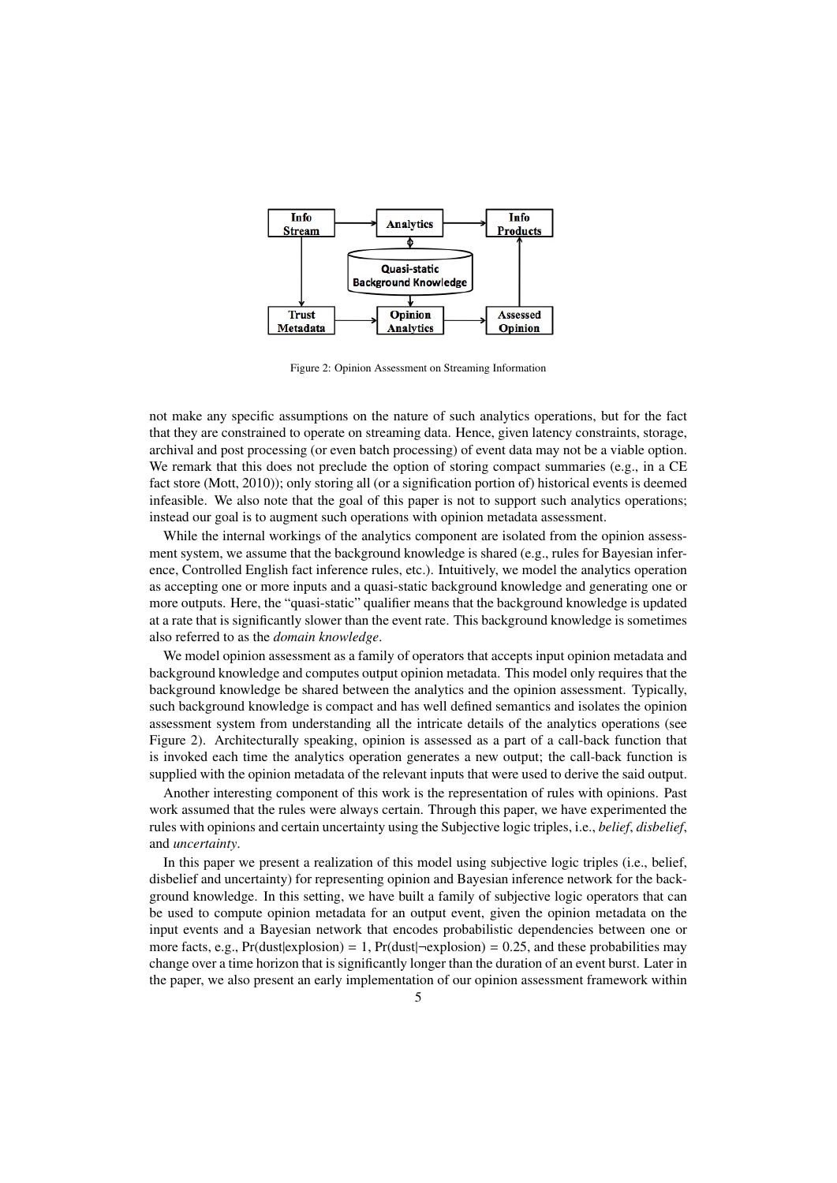Info Stream

Analytics

Info Products

Quasi-static Background Knowledge

Trust Metadata

Opinion Analytics

Assessed Opinion

Figure 2: Opinion Assessment on Streaming Information

not make any specific assumptions on the nature of such analytics operations, but for the fact that they are constrained to operate on streaming data. Hence, given latency constraints, storage, archival and post processing (or even batch processing) of event data may not be a viable option. We remark that this does not preclude the option of storing compact summaries (e.g., in a CE fact store (Mott, 2010)); only storing all (or a signification portion of) historical events is deemed infeasible. We also note that the goal of this paper is not to support such analytics operations; instead our goal is to augment such operations with opinion metadata assessment.

While the internal workings of the analytics component are isolated from the opinion assessment system, we assume that the background knowledge is shared (e.g., rules for Bayesian inference, Controlled English fact inference rules, etc.). Intuitively, we model the analytics operation as accepting one or more inputs and a quasi-static background knowledge and generating one or more outputs. Here, the "quasi-static" qualifier means that the background knowledge is updated at a rate that is significantly slower than the event rate. This background knowledge is sometimes also referred to as the *domain knowledge*.

We model opinion assessment as a family of operators that accepts input opinion metadata and background knowledge and computes output opinion metadata. This model only requires that the background knowledge be shared between the analytics and the opinion assessment. Typically, such background knowledge is compact and has well defined semantics and isolates the opinion assessment system from understanding all the intricate details of the analytics operations (see Figure 2). Architecturally speaking, opinion is assessed as a part of a call-back function that is invoked each time the analytics operation generates a new output; the call-back function is supplied with the opinion metadata of the relevant inputs that were used to derive the said output.

Another interesting component of this work is the representation of rules with opinions. Past work assumed that the rules were always certain. Through this paper, we have experimented the rules with opinions and certain uncertainty using the Subjective logic triples, i.e., *belief*, *disbelief*, and *uncertainty*.

In this paper we present a realization of this model using subjective logic triples (i.e., belief, disbelief and uncertainty) for representing opinion and Bayesian inference network for the background knowledge. In this setting, we have built a family of subjective logic operators that can be used to compute opinion metadata for an output event, given the opinion metadata on the input events and a Bayesian network that encodes probabilistic dependencies between one or more facts, e.g., $\Pr(\text{dust}|\text{explosion}) = 1$, $\Pr(\text{dust}|\neg\text{explosion}) = 0.25$, and these probabilities may change over a time horizon that is significantly longer than the duration of an event burst. Later in the paper, we also present an early implementation of our opinion assessment framework within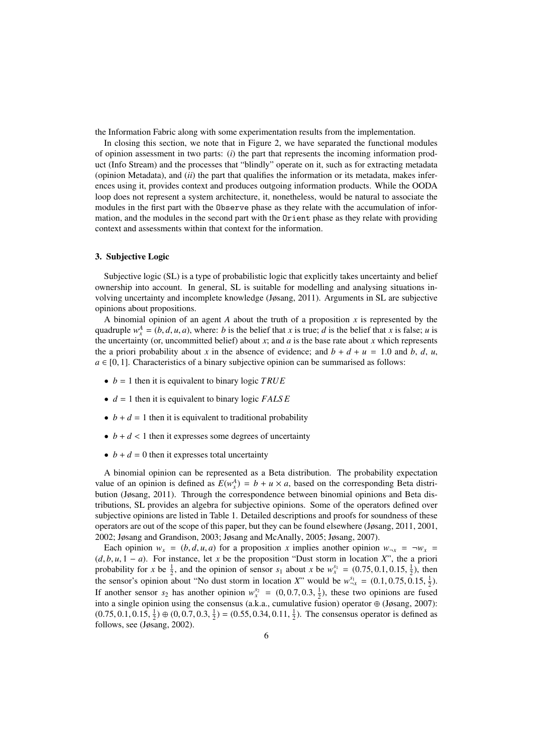the Information Fabric along with some experimentation results from the implementation.

In closing this section, we note that in Figure 2, we have separated the functional modules of opinion assessment in two parts: (*i*) the part that represents the incoming information product (Info Stream) and the processes that "blindly" operate on it, such as for extracting metadata (opinion Metadata), and (*ii*) the part that qualifies the information or its metadata, makes inferences using it, provides context and produces outgoing information products. While the OODA loop does not represent a system architecture, it, nonetheless, would be natural to associate the modules in the first part with the `Observe` phase as they relate with the accumulation of information, and the modules in the second part with the `Orient` phase as they relate with providing context and assessments within that context for the information.

### 3. Subjective Logic

Subjective logic (SL) is a type of probabilistic logic that explicitly takes uncertainty and belief ownership into account. In general, SL is suitable for modelling and analysing situations involving uncertainty and incomplete knowledge (Jøsang, 2011). Arguments in SL are subjective opinions about propositions.

A binomial opinion of an agent $A$ about the truth of a proposition $x$ is represented by the quadruple $w_x^A = (b, d, u, a)$, where: $b$ is the belief that $x$ is true; $d$ is the belief that $x$ is false; $u$ is the uncertainty (or, uncommitted belief) about $x$; and $a$ is the base rate about $x$ which represents the a priori probability about $x$ in the absence of evidence; and $b + d + u = 1.0$ and $b$, $d$, $u$, $a \in [0, 1]$. Characteristics of a binary subjective opinion can be summarised as follows:

- $b = 1$ then it is equivalent to binary logic $TRUE$
- $d = 1$ then it is equivalent to binary logic $FALSE$
- $b + d = 1$ then it is equivalent to traditional probability
- $b + d < 1$ then it expresses some degrees of uncertainty
- $b + d = 0$ then it expresses total uncertainty

A binomial opinion can be represented as a Beta distribution. The probability expectation value of an opinion is defined as $E(w_x^A) = b + u \times a$, based on the corresponding Beta distribution (Jøsang, 2011). Through the correspondence between binomial opinions and Beta distributions, SL provides an algebra for subjective opinions. Some of the operators defined over subjective opinions are listed in Table 1. Detailed descriptions and proofs for soundness of these operators are out of the scope of this paper, but they can be found elsewhere (Jøsang, 2011, 2001, 2002; Jøsang and Grandison, 2003; Jøsang and McAnally, 2005; Jøsang, 2007).

Each opinion $w_x = (b, d, u, a)$ for a proposition $x$ implies another opinion $w_{\neg x} = \neg w_x = (d, b, u, 1 - a)$. For instance, let $x$ be the proposition "Dust storm in location $X$", the a priori probability for $x$ be $\frac{1}{2}$, and the opinion of sensor $s_1$ about $x$ be $w_x^{s_1} = (0.75, 0.1, 0.15, \frac{1}{2})$, then the sensor's opinion about "No dust storm in location $X$" would be $w_{\neg x}^{s_1} = (0.1, 0.75, 0.15, \frac{1}{2})$. If another sensor $s_2$ has another opinion $w_x^{s_2} = (0, 0.7, 0.3, \frac{1}{2})$, these two opinions are fused into a single opinion using the consensus (a.k.a., cumulative fusion) operator $\oplus$ (Jøsang, 2007): $(0.75, 0.1, 0.15, \frac{1}{2}) \oplus (0, 0.7, 0.3, \frac{1}{2}) = (0.55, 0.34, 0.11, \frac{1}{2})$. The consensus operator is defined as follows, see (Jøsang, 2002).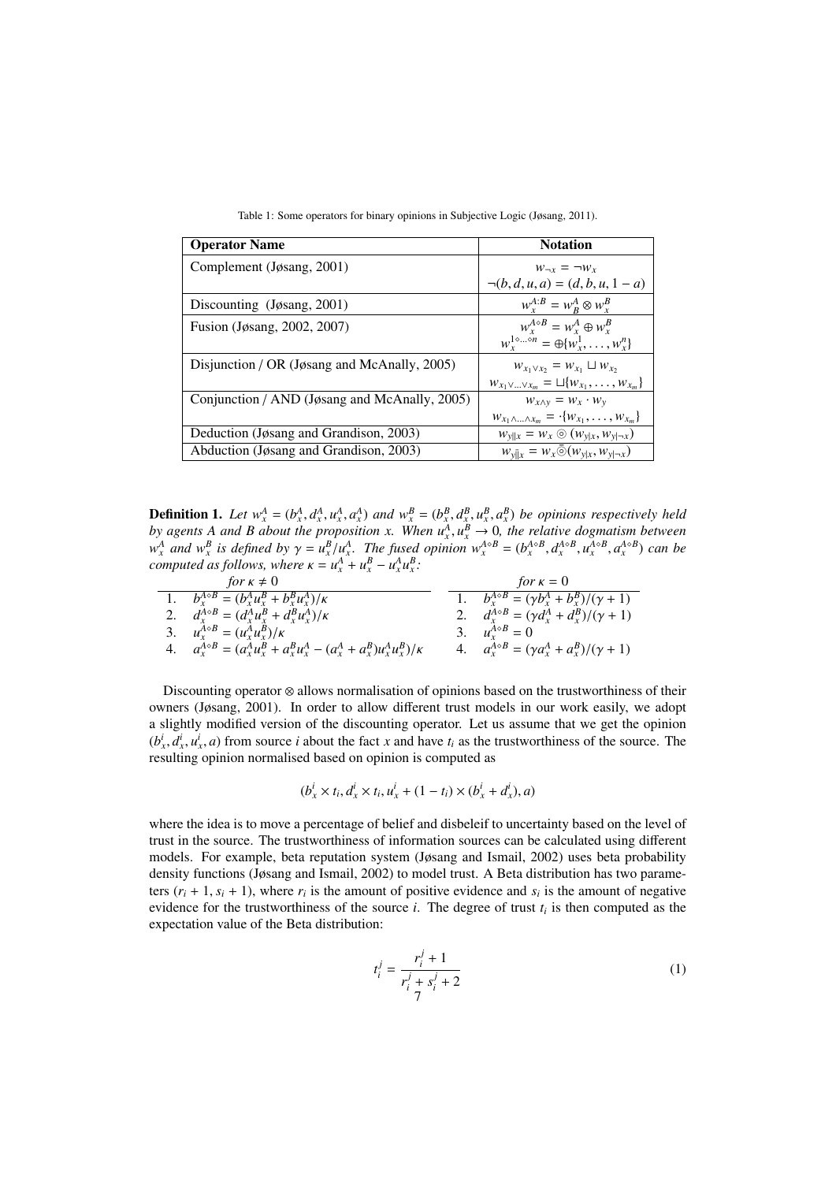Table 1: Some operators for binary opinions in Subjective Logic (Jøsang, 2011).

| **Operator Name** | **Notation** |
| --- | --- |
| Complement (Jøsang, 2001) | $w_{\neg x} = \neg w_x$ <br> $\neg(b, d, u, a) = (d, b, u, 1 - a)$ |
| Discounting (Jøsang, 2001) | $w_x^{A:B} = w_B^A \otimes w_x^B$ |
| Fusion (Jøsang, 2002, 2007) | $w_x^{A \diamond B} = w_x^A \oplus w_x^B$ <br> $w_x^{1 \diamond \ldots \diamond n} = \oplus\{w_x^1, \ldots, w_x^n\}$ |
| Disjunction / OR (Jøsang and McAnally, 2005) | $w_{x_1 \vee x_2} = w_{x_1} \sqcup w_{x_2}$ <br> $w_{x_1 \vee \ldots \vee x_m} = \sqcup\{w_{x_1}, \ldots, w_{x_m}\}$ |
| Conjunction / AND (Jøsang and McAnally, 2005) | $w_{x \wedge y} = w_x \cdot w_y$ <br> $w_{x_1 \wedge \ldots \wedge x_m} = \cdot\{w_{x_1}, \ldots, w_{x_m}\}$ |
| Deduction (Jøsang and Grandison, 2003) | $w_{y \Vert x} = w_x \circledcirc (w_{y\vert x}, w_{y\vert \neg x})$ |
| Abduction (Jøsang and Grandison, 2003) | $w_{y \overline{\Vert} x} = w_x \overline{\circledcirc} (w_{y\vert x}, w_{y\vert \neg x})$ |

**Definition 1.** *Let $w_x^A = (b_x^A, d_x^A, u_x^A, a_x^A)$ and $w_x^B = (b_x^B, d_x^B, u_x^B, a_x^B)$ be opinions respectively held by agents A and B about the proposition x. When $u_x^A, u_x^B \to 0$, the relative dogmatism between $w_x^A$ and $w_x^B$ is defined by $\gamma = u_x^B / u_x^A$. The fused opinion $w_x^{A \diamond B} = (b_x^{A \diamond B}, d_x^{A \diamond B}, u_x^{A \diamond B}, a_x^{A \diamond B})$ can be computed as follows, where $\kappa = u_x^A + u_x^B - u_x^A u_x^B$:*

| | *for $\kappa \neq 0$* | | *for $\kappa = 0$* |
| --- | --- | --- | --- |
| 1. | $b_x^{A \diamond B} = (b_x^A u_x^B + b_x^B u_x^A)/\kappa$ | 1. | $b_x^{A \diamond B} = (\gamma b_x^A + b_x^B)/(\gamma + 1)$ |
| 2. | $d_x^{A \diamond B} = (d_x^A u_x^B + d_x^B u_x^A)/\kappa$ | 2. | $d_x^{A \diamond B} = (\gamma d_x^A + d_x^B)/(\gamma + 1)$ |
| 3. | $u_x^{A \diamond B} = (u_x^A u_x^B)/\kappa$ | 3. | $u_x^{A \diamond B} = 0$ |
| 4. | $a_x^{A \diamond B} = (a_x^A u_x^B + a_x^B u_x^A - (a_x^A + a_x^B) u_x^A u_x^B)/\kappa$ | 4. | $a_x^{A \diamond B} = (\gamma a_x^A + a_x^B)/(\gamma + 1)$ |

Discounting operator $\otimes$ allows normalisation of opinions based on the trustworthiness of their owners (Jøsang, 2001). In order to allow different trust models in our work easily, we adopt a slightly modified version of the discounting operator. Let us assume that we get the opinion $(b_x^i, d_x^i, u_x^i, a)$ from source $i$ about the fact $x$ and have $t_i$ as the trustworthiness of the source. The resulting opinion normalised based on opinion is computed as

$$(b_x^i \times t_i, d_x^i \times t_i, u_x^i + (1 - t_i) \times (b_x^i + d_x^i), a)$$

where the idea is to move a percentage of belief and disbeleif to uncertainty based on the level of trust in the source. The trustworthiness of information sources can be calculated using different models. For example, beta reputation system (Jøsang and Ismail, 2002) uses beta probability density functions (Jøsang and Ismail, 2002) to model trust. A Beta distribution has two parameters $(r_i + 1, s_i + 1)$, where $r_i$ is the amount of positive evidence and $s_i$ is the amount of negative evidence for the trustworthiness of the source $i$. The degree of trust $t_i$ is then computed as the expectation value of the Beta distribution:

$$t_i^j = \frac{r_i^j + 1}{r_i^j + s_i^j + 2} \quad (1)$$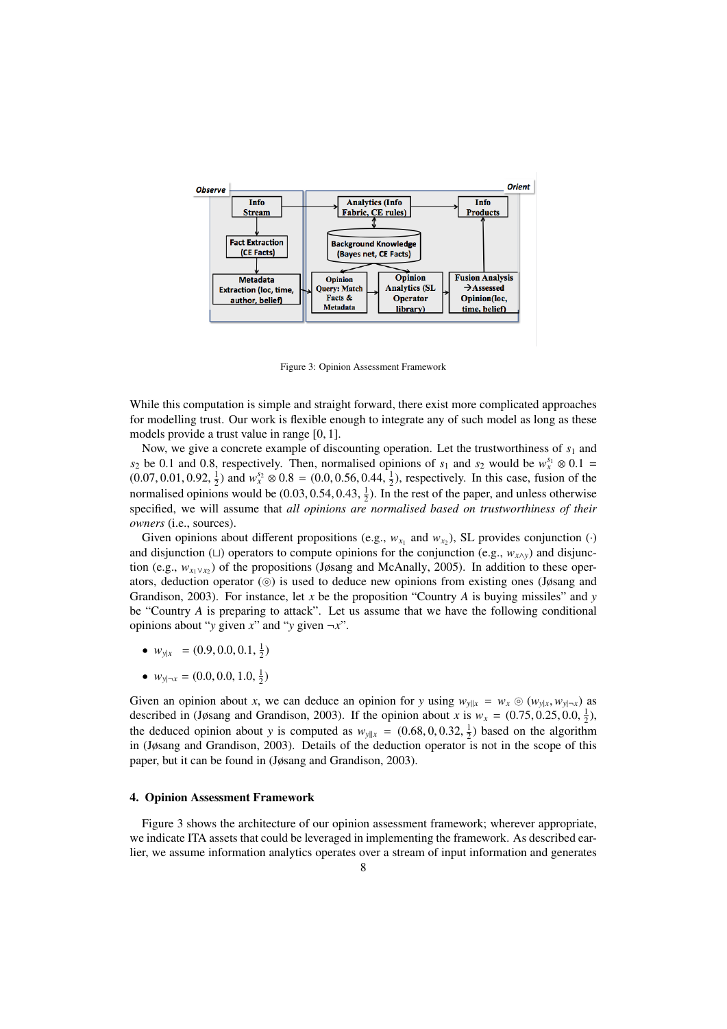Figure 3: Opinion Assessment Framework

While this computation is simple and straight forward, there exist more complicated approaches for modelling trust. Our work is flexible enough to integrate any of such model as long as these models provide a trust value in range $[0, 1]$.

Now, we give a concrete example of discounting operation. Let the trustworthiness of $s_1$ and $s_2$ be 0.1 and 0.8, respectively. Then, normalised opinions of $s_1$ and $s_2$ would be $w_x^{s_1} \otimes 0.1 = (0.07, 0.01, 0.92, \frac{1}{2})$ and $w_x^{s_2} \otimes 0.8 = (0.0, 0.56, 0.44, \frac{1}{2})$, respectively. In this case, fusion of the normalised opinions would be $(0.03, 0.54, 0.43, \frac{1}{2})$. In the rest of the paper, and unless otherwise specified, we will assume that *all opinions are normalised based on trustworthiness of their owners* (i.e., sources).

Given opinions about different propositions (e.g., $w_{x_1}$ and $w_{x_2}$), SL provides conjunction ($\cdot$) and disjunction ($\sqcup$) operators to compute opinions for the conjunction (e.g., $w_{x \wedge y}$) and disjunction (e.g., $w_{x_1 \vee x_2}$) of the propositions (Jøsang and McAnally, 2005). In addition to these operators, deduction operator ($\circledcirc$) is used to deduce new opinions from existing ones (Jøsang and Grandison, 2003). For instance, let $x$ be the proposition "Country $A$ is buying missiles" and $y$ be "Country $A$ is preparing to attack". Let us assume that we have the following conditional opinions about "$y$ given $x$" and "$y$ given $\neg x$".

- $w_{y|x} \;= (0.9, 0.0, 0.1, \frac{1}{2})$
- $w_{y|\neg x} = (0.0, 0.0, 1.0, \frac{1}{2})$

Given an opinion about $x$, we can deduce an opinion for $y$ using $w_{y\|x} = w_x \circledcirc (w_{y|x}, w_{y|\neg x})$ as described in (Jøsang and Grandison, 2003). If the opinion about $x$ is $w_x = (0.75, 0.25, 0.0, \frac{1}{2})$, the deduced opinion about $y$ is computed as $w_{y\|x} = (0.68, 0, 0.32, \frac{1}{2})$ based on the algorithm in (Jøsang and Grandison, 2003). Details of the deduction operator is not in the scope of this paper, but it can be found in (Jøsang and Grandison, 2003).

## 4. Opinion Assessment Framework

Figure 3 shows the architecture of our opinion assessment framework; wherever appropriate, we indicate ITA assets that could be leveraged in implementing the framework. As described earlier, we assume information analytics operates over a stream of input information and generates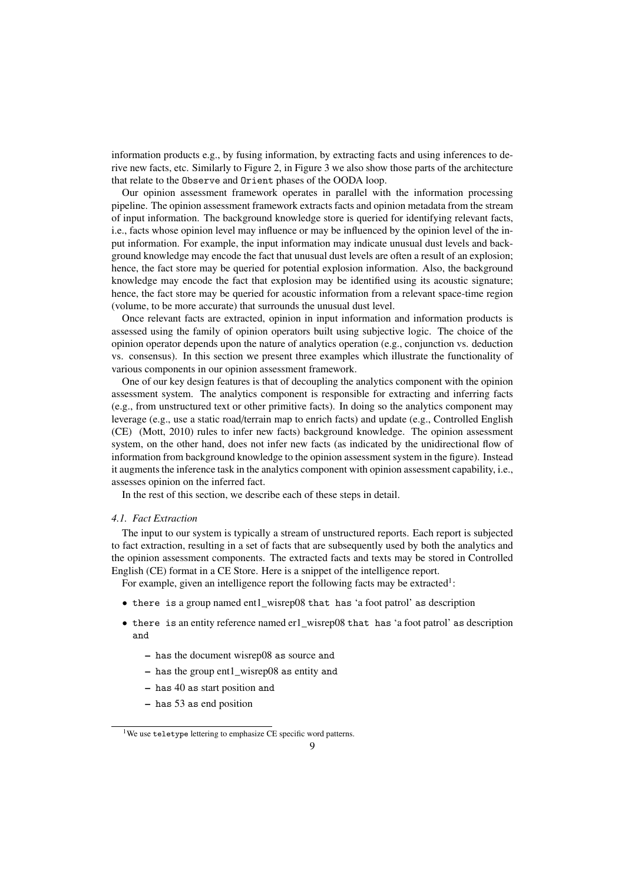information products e.g., by fusing information, by extracting facts and using inferences to derive new facts, etc. Similarly to Figure 2, in Figure 3 we also show those parts of the architecture that relate to the `Observe` and `Orient` phases of the OODA loop.

Our opinion assessment framework operates in parallel with the information processing pipeline. The opinion assessment framework extracts facts and opinion metadata from the stream of input information. The background knowledge store is queried for identifying relevant facts, i.e., facts whose opinion level may influence or may be influenced by the opinion level of the input information. For example, the input information may indicate unusual dust levels and background knowledge may encode the fact that unusual dust levels are often a result of an explosion; hence, the fact store may be queried for potential explosion information. Also, the background knowledge may encode the fact that explosion may be identified using its acoustic signature; hence, the fact store may be queried for acoustic information from a relevant space-time region (volume, to be more accurate) that surrounds the unusual dust level.

Once relevant facts are extracted, opinion in input information and information products is assessed using the family of opinion operators built using subjective logic. The choice of the opinion operator depends upon the nature of analytics operation (e.g., conjunction vs. deduction vs. consensus). In this section we present three examples which illustrate the functionality of various components in our opinion assessment framework.

One of our key design features is that of decoupling the analytics component with the opinion assessment system. The analytics component is responsible for extracting and inferring facts (e.g., from unstructured text or other primitive facts). In doing so the analytics component may leverage (e.g., use a static road/terrain map to enrich facts) and update (e.g., Controlled English (CE) (Mott, 2010) rules to infer new facts) background knowledge. The opinion assessment system, on the other hand, does not infer new facts (as indicated by the unidirectional flow of information from background knowledge to the opinion assessment system in the figure). Instead it augments the inference task in the analytics component with opinion assessment capability, i.e., assesses opinion on the inferred fact.

In the rest of this section, we describe each of these steps in detail.

### *4.1. Fact Extraction*

The input to our system is typically a stream of unstructured reports. Each report is subjected to fact extraction, resulting in a set of facts that are subsequently used by both the analytics and the opinion assessment components. The extracted facts and texts may be stored in Controlled English (CE) format in a CE Store. Here is a snippet of the intelligence report.

For example, given an intelligence report the following facts may be extracted[1]:

- `there is` a group named ent1_wisrep08 `that has` 'a foot patrol' `as` description
- `there is` an entity reference named er1_wisrep08 `that has` 'a foot patrol' `as` description `and`
  - `has` the document wisrep08 `as` source `and`
  - `has` the group ent1_wisrep08 `as` entity `and`
  - `has` 40 `as` start position `and`
  - `has` 53 `as` end position

[1] We use `teletype` lettering to emphasize CE specific word patterns.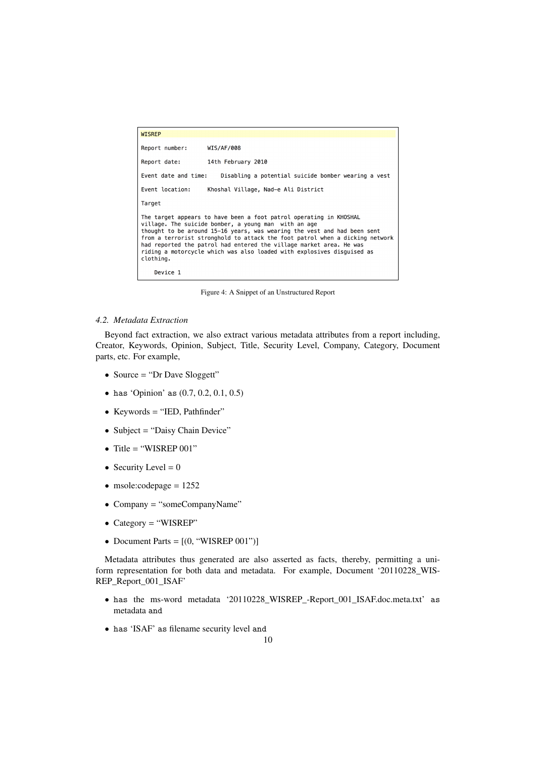```
WISREP

Report number:      WIS/AF/008

Report date:        14th February 2010

Event date and time:    Disabling a potential suicide bomber wearing a vest

Event location:     Khoshal Village, Nad-e Ali District

Target

The target appears to have been a foot patrol operating in KHOSHAL
village. The suicide bomber, a young man  with an age
thought to be around 15-16 years, was wearing the vest and had been sent
from a terrorist stronghold to attack the foot patrol when a dicking network
had reported the patrol had entered the village market area. He was
riding a motorcycle which was also loaded with explosives disguised as
clothing.

    Device 1
```

Figure 4: A Snippet of an Unstructured Report

### 4.2. Metadata Extraction

Beyond fact extraction, we also extract various metadata attributes from a report including, Creator, Keywords, Opinion, Subject, Title, Security Level, Company, Category, Document parts, etc. For example,

- Source = "Dr Dave Sloggett"
- `has` 'Opinion' `as` (0.7, 0.2, 0.1, 0.5)
- Keywords = "IED, Pathfinder"
- Subject = "Daisy Chain Device"
- Title = "WISREP 001"
- Security Level = 0
- msole:codepage = 1252
- Company = "someCompanyName"
- Category = "WISREP"
- Document Parts = [(0, "WISREP 001")]

Metadata attributes thus generated are also asserted as facts, thereby, permitting a uniform representation for both data and metadata. For example, Document '20110228_WISREP_Report_001_ISAF'

- `has` the ms-word metadata '20110228_WISREP_-Report_001_ISAF.doc.meta.txt' `as` metadata `and`
- `has` 'ISAF' `as` filename security level `and`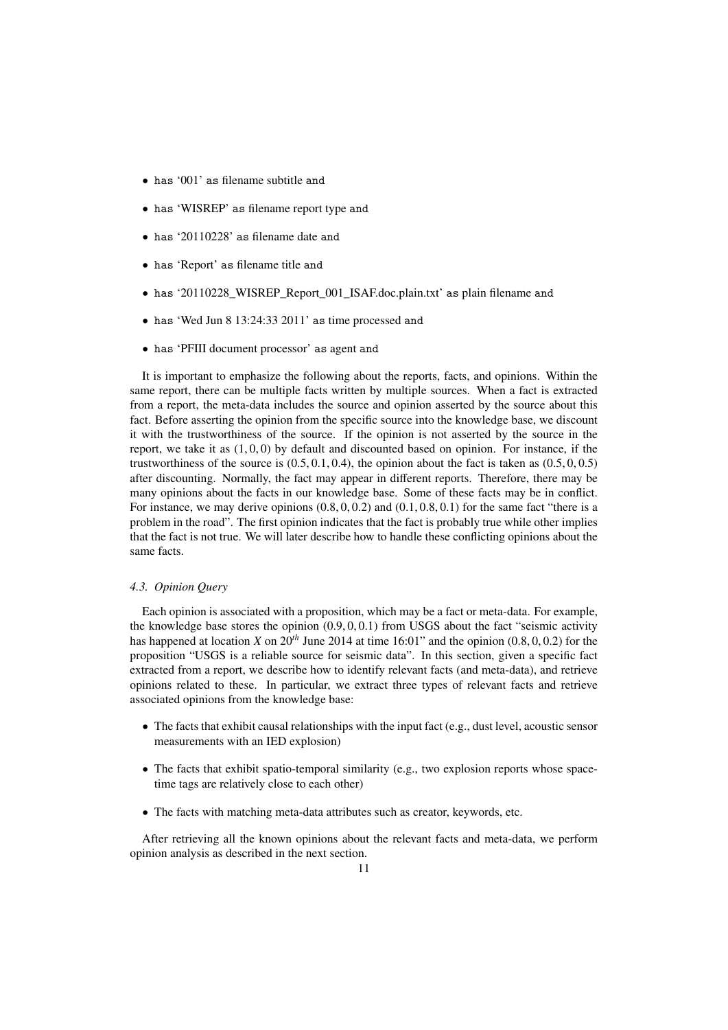- has '001' as filename subtitle and
- has 'WISREP' as filename report type and
- has '20110228' as filename date and
- has 'Report' as filename title and
- has '20110228_WISREP_Report_001_ISAF.doc.plain.txt' as plain filename and
- has 'Wed Jun 8 13:24:33 2011' as time processed and
- has 'PFIII document processor' as agent and

It is important to emphasize the following about the reports, facts, and opinions. Within the same report, there can be multiple facts written by multiple sources. When a fact is extracted from a report, the meta-data includes the source and opinion asserted by the source about this fact. Before asserting the opinion from the specific source into the knowledge base, we discount it with the trustworthiness of the source. If the opinion is not asserted by the source in the report, we take it as $(1, 0, 0)$ by default and discounted based on opinion. For instance, if the trustworthiness of the source is $(0.5, 0.1, 0.4)$, the opinion about the fact is taken as $(0.5, 0, 0.5)$ after discounting. Normally, the fact may appear in different reports. Therefore, there may be many opinions about the facts in our knowledge base. Some of these facts may be in conflict. For instance, we may derive opinions $(0.8, 0, 0.2)$ and $(0.1, 0.8, 0.1)$ for the same fact "there is a problem in the road". The first opinion indicates that the fact is probably true while other implies that the fact is not true. We will later describe how to handle these conflicting opinions about the same facts.

### *4.3. Opinion Query*

Each opinion is associated with a proposition, which may be a fact or meta-data. For example, the knowledge base stores the opinion $(0.9, 0, 0.1)$ from USGS about the fact "seismic activity has happened at location $X$ on $20^{th}$ June 2014 at time 16:01" and the opinion $(0.8, 0, 0.2)$ for the proposition "USGS is a reliable source for seismic data". In this section, given a specific fact extracted from a report, we describe how to identify relevant facts (and meta-data), and retrieve opinions related to these. In particular, we extract three types of relevant facts and retrieve associated opinions from the knowledge base:

- The facts that exhibit causal relationships with the input fact (e.g., dust level, acoustic sensor measurements with an IED explosion)
- The facts that exhibit spatio-temporal similarity (e.g., two explosion reports whose space-time tags are relatively close to each other)
- The facts with matching meta-data attributes such as creator, keywords, etc.

After retrieving all the known opinions about the relevant facts and meta-data, we perform opinion analysis as described in the next section.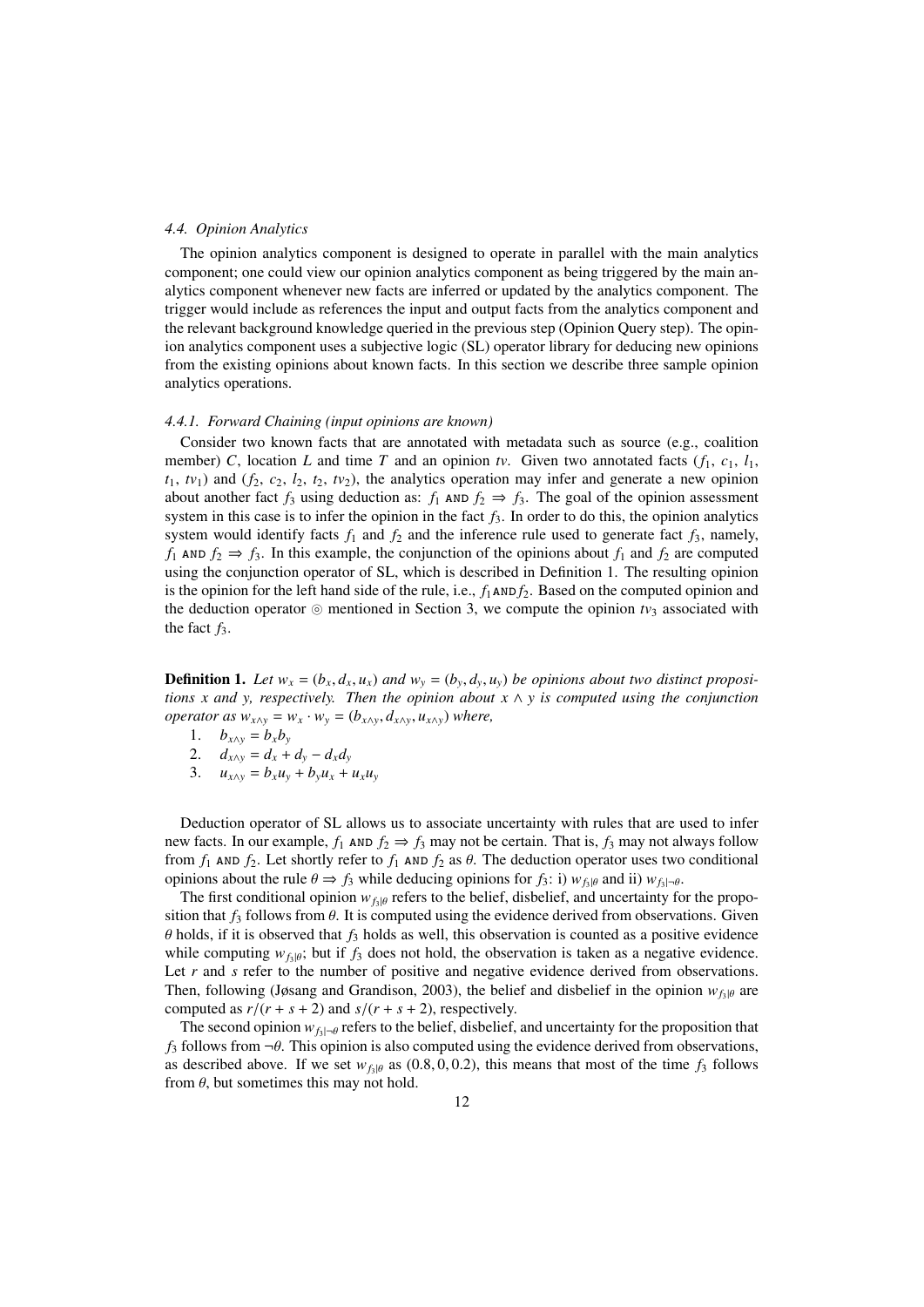### 4.4. Opinion Analytics

The opinion analytics component is designed to operate in parallel with the main analytics component; one could view our opinion analytics component as being triggered by the main analytics component whenever new facts are inferred or updated by the analytics component. The trigger would include as references the input and output facts from the analytics component and the relevant background knowledge queried in the previous step (Opinion Query step). The opinion analytics component uses a subjective logic (SL) operator library for deducing new opinions from the existing opinions about known facts. In this section we describe three sample opinion analytics operations.

#### 4.4.1. Forward Chaining (input opinions are known)

Consider two known facts that are annotated with metadata such as source (e.g., coalition member) $C$, location $L$ and time $T$ and an opinion $tv$. Given two annotated facts ($f_1$, $c_1$, $l_1$, $t_1$, $tv_1$) and ($f_2$, $c_2$, $l_2$, $t_2$, $tv_2$), the analytics operation may infer and generate a new opinion about another fact $f_3$ using deduction as: $f_1$ AND $f_2 \Rightarrow f_3$. The goal of the opinion assessment system in this case is to infer the opinion in the fact $f_3$. In order to do this, the opinion analytics system would identify facts $f_1$ and $f_2$ and the inference rule used to generate fact $f_3$, namely, $f_1$ AND $f_2 \Rightarrow f_3$. In this example, the conjunction of the opinions about $f_1$ and $f_2$ are computed using the conjunction operator of SL, which is described in Definition 1. The resulting opinion is the opinion for the left hand side of the rule, i.e., $f_1$ AND $f_2$. Based on the computed opinion and the deduction operator $\circledcirc$ mentioned in Section 3, we compute the opinion $tv_3$ associated with the fact $f_3$.

**Definition 1.** *Let $w_x = (b_x, d_x, u_x)$ and $w_y = (b_y, d_y, u_y)$ be opinions about two distinct propositions $x$ and $y$, respectively. Then the opinion about $x \wedge y$ is computed using the conjunction operator as $w_{x \wedge y} = w_x \cdot w_y = (b_{x \wedge y}, d_{x \wedge y}, u_{x \wedge y})$ where,*

1. $b_{x \wedge y} = b_x b_y$
2. $d_{x \wedge y} = d_x + d_y - d_x d_y$
3. $u_{x \wedge y} = b_x u_y + b_y u_x + u_x u_y$

Deduction operator of SL allows us to associate uncertainty with rules that are used to infer new facts. In our example, $f_1$ AND $f_2 \Rightarrow f_3$ may not be certain. That is, $f_3$ may not always follow from $f_1$ AND $f_2$. Let shortly refer to $f_1$ AND $f_2$ as $\theta$. The deduction operator uses two conditional opinions about the rule $\theta \Rightarrow f_3$ while deducing opinions for $f_3$: i) $w_{f_3|\theta}$ and ii) $w_{f_3|\neg\theta}$.

The first conditional opinion $w_{f_3|\theta}$ refers to the belief, disbelief, and uncertainty for the proposition that $f_3$ follows from $\theta$. It is computed using the evidence derived from observations. Given $\theta$ holds, if it is observed that $f_3$ holds as well, this observation is counted as a positive evidence while computing $w_{f_3|\theta}$; but if $f_3$ does not hold, the observation is taken as a negative evidence. Let $r$ and $s$ refer to the number of positive and negative evidence derived from observations. Then, following (Jøsang and Grandison, 2003), the belief and disbelief in the opinion $w_{f_3|\theta}$ are computed as $r/(r + s + 2)$ and $s/(r + s + 2)$, respectively.

The second opinion $w_{f_3|\neg\theta}$ refers to the belief, disbelief, and uncertainty for the proposition that $f_3$ follows from $\neg\theta$. This opinion is also computed using the evidence derived from observations, as described above. If we set $w_{f_3|\theta}$ as $(0.8, 0, 0.2)$, this means that most of the time $f_3$ follows from $\theta$, but sometimes this may not hold.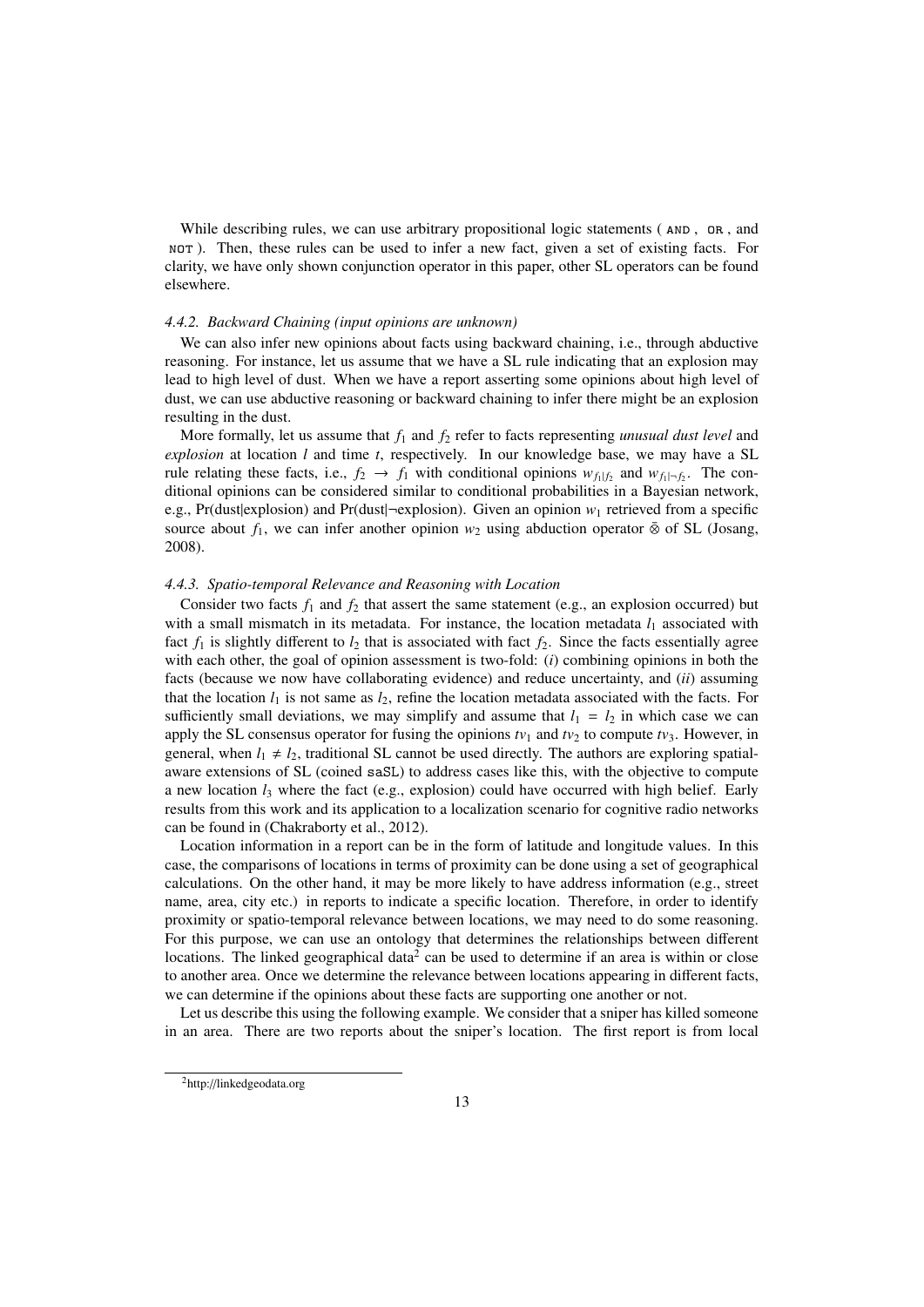While describing rules, we can use arbitrary propositional logic statements ( `AND` , `OR` , and `NOT` ). Then, these rules can be used to infer a new fact, given a set of existing facts. For clarity, we have only shown conjunction operator in this paper, other SL operators can be found elsewhere.

#### *4.4.2. Backward Chaining (input opinions are unknown)*

We can also infer new opinions about facts using backward chaining, i.e., through abductive reasoning. For instance, let us assume that we have a SL rule indicating that an explosion may lead to high level of dust. When we have a report asserting some opinions about high level of dust, we can use abductive reasoning or backward chaining to infer there might be an explosion resulting in the dust.

More formally, let us assume that $f_1$ and $f_2$ refer to facts representing *unusual dust level* and *explosion* at location $l$ and time $t$, respectively. In our knowledge base, we may have a SL rule relating these facts, i.e., $f_2 \rightarrow f_1$ with conditional opinions $w_{f_1|f_2}$ and $w_{f_1|\neg f_2}$. The conditional opinions can be considered similar to conditional probabilities in a Bayesian network, e.g., Pr(dust|explosion) and Pr(dust|¬explosion). Given an opinion $w_1$ retrieved from a specific source about $f_1$, we can infer another opinion $w_2$ using abduction operator $\bar{\circledcirc}$ of SL (Josang, 2008).

#### *4.4.3. Spatio-temporal Relevance and Reasoning with Location*

Consider two facts $f_1$ and $f_2$ that assert the same statement (e.g., an explosion occurred) but with a small mismatch in its metadata. For instance, the location metadata $l_1$ associated with fact $f_1$ is slightly different to $l_2$ that is associated with fact $f_2$. Since the facts essentially agree with each other, the goal of opinion assessment is two-fold: (*i*) combining opinions in both the facts (because we now have collaborating evidence) and reduce uncertainty, and (*ii*) assuming that the location $l_1$ is not same as $l_2$, refine the location metadata associated with the facts. For sufficiently small deviations, we may simplify and assume that $l_1 = l_2$ in which case we can apply the SL consensus operator for fusing the opinions $tv_1$ and $tv_2$ to compute $tv_3$. However, in general, when $l_1 \neq l_2$, traditional SL cannot be used directly. The authors are exploring spatial-aware extensions of SL (coined `saSL`) to address cases like this, with the objective to compute a new location $l_3$ where the fact (e.g., explosion) could have occurred with high belief. Early results from this work and its application to a localization scenario for cognitive radio networks can be found in (Chakraborty et al., 2012).

Location information in a report can be in the form of latitude and longitude values. In this case, the comparisons of locations in terms of proximity can be done using a set of geographical calculations. On the other hand, it may be more likely to have address information (e.g., street name, area, city etc.) in reports to indicate a specific location. Therefore, in order to identify proximity or spatio-temporal relevance between locations, we may need to do some reasoning. For this purpose, we can use an ontology that determines the relationships between different locations. The linked geographical data[2] can be used to determine if an area is within or close to another area. Once we determine the relevance between locations appearing in different facts, we can determine if the opinions about these facts are supporting one another or not.

Let us describe this using the following example. We consider that a sniper has killed someone in an area. There are two reports about the sniper's location. The first report is from local

[2] http://linkedgeodata.org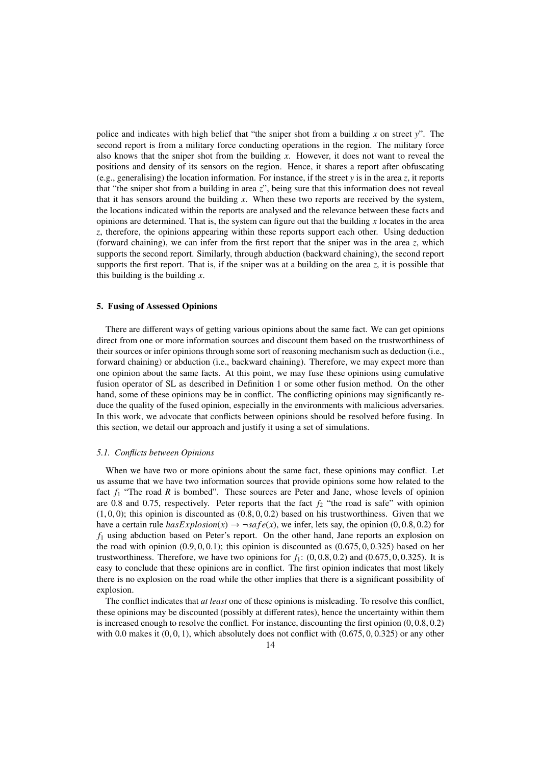police and indicates with high belief that "the sniper shot from a building $x$ on street $y$". The second report is from a military force conducting operations in the region. The military force also knows that the sniper shot from the building $x$. However, it does not want to reveal the positions and density of its sensors on the region. Hence, it shares a report after obfuscating (e.g., generalising) the location information. For instance, if the street $y$ is in the area $z$, it reports that "the sniper shot from a building in area $z$", being sure that this information does not reveal that it has sensors around the building $x$. When these two reports are received by the system, the locations indicated within the reports are analysed and the relevance between these facts and opinions are determined. That is, the system can figure out that the building $x$ locates in the area $z$, therefore, the opinions appearing within these reports support each other. Using deduction (forward chaining), we can infer from the first report that the sniper was in the area $z$, which supports the second report. Similarly, through abduction (backward chaining), the second report supports the first report. That is, if the sniper was at a building on the area $z$, it is possible that this building is the building $x$.

## 5. Fusing of Assessed Opinions

There are different ways of getting various opinions about the same fact. We can get opinions direct from one or more information sources and discount them based on the trustworthiness of their sources or infer opinions through some sort of reasoning mechanism such as deduction (i.e., forward chaining) or abduction (i.e., backward chaining). Therefore, we may expect more than one opinion about the same facts. At this point, we may fuse these opinions using cumulative fusion operator of SL as described in Definition 1 or some other fusion method. On the other hand, some of these opinions may be in conflict. The conflicting opinions may significantly reduce the quality of the fused opinion, especially in the environments with malicious adversaries. In this work, we advocate that conflicts between opinions should be resolved before fusing. In this section, we detail our approach and justify it using a set of simulations.

### *5.1. Conflicts between Opinions*

When we have two or more opinions about the same fact, these opinions may conflict. Let us assume that we have two information sources that provide opinions some how related to the fact $f_1$ "The road $R$ is bombed". These sources are Peter and Jane, whose levels of opinion are 0.8 and 0.75, respectively. Peter reports that the fact $f_2$ "the road is safe" with opinion $(1, 0, 0)$; this opinion is discounted as $(0.8, 0, 0.2)$ based on his trustworthiness. Given that we have a certain rule $hasExplosion(x) \rightarrow \neg safe(x)$, we infer, lets say, the opinion $(0, 0.8, 0.2)$ for $f_1$ using abduction based on Peter's report. On the other hand, Jane reports an explosion on the road with opinion $(0.9, 0, 0.1)$; this opinion is discounted as $(0.675, 0, 0.325)$ based on her trustworthiness. Therefore, we have two opinions for $f_1$: $(0, 0.8, 0.2)$ and $(0.675, 0, 0.325)$. It is easy to conclude that these opinions are in conflict. The first opinion indicates that most likely there is no explosion on the road while the other implies that there is a significant possibility of explosion.

The conflict indicates that *at least* one of these opinions is misleading. To resolve this conflict, these opinions may be discounted (possibly at different rates), hence the uncertainty within them is increased enough to resolve the conflict. For instance, discounting the first opinion $(0, 0.8, 0.2)$ with 0.0 makes it $(0, 0, 1)$, which absolutely does not conflict with $(0.675, 0, 0.325)$ or any other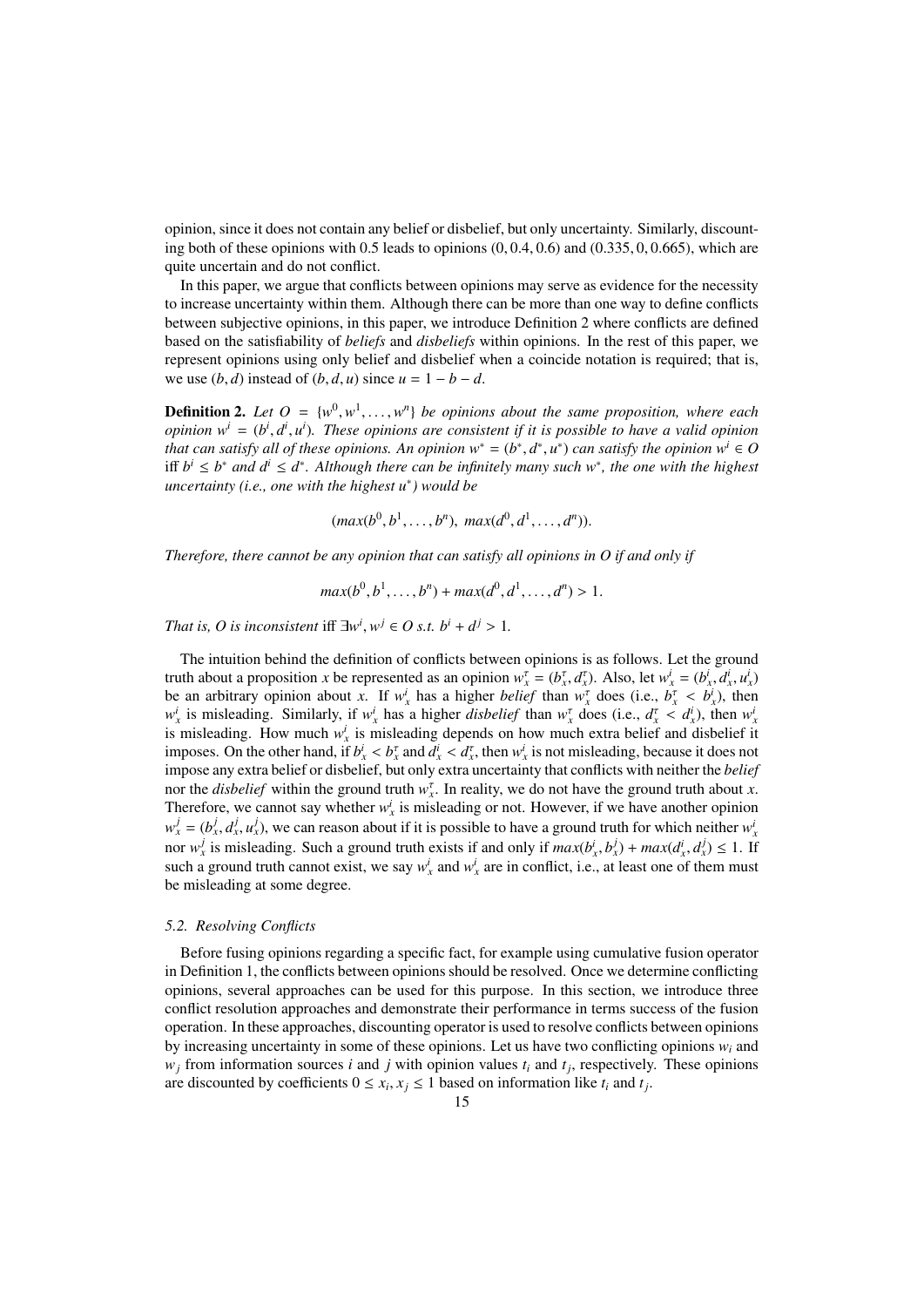opinion, since it does not contain any belief or disbelief, but only uncertainty. Similarly, discounting both of these opinions with 0.5 leads to opinions $(0, 0.4, 0.6)$ and $(0.335, 0, 0.665)$, which are quite uncertain and do not conflict.

In this paper, we argue that conflicts between opinions may serve as evidence for the necessity to increase uncertainty within them. Although there can be more than one way to define conflicts between subjective opinions, in this paper, we introduce Definition 2 where conflicts are defined based on the satisfiability of *beliefs* and *disbeliefs* within opinions. In the rest of this paper, we represent opinions using only belief and disbelief when a coincide notation is required; that is, we use $(b, d)$ instead of $(b, d, u)$ since $u = 1 - b - d$.

**Definition 2.** *Let $O = \{w^0, w^1, \ldots, w^n\}$ be opinions about the same proposition, where each opinion $w^i = (b^i, d^i, u^i)$. These opinions are consistent if it is possible to have a valid opinion that can satisfy all of these opinions. An opinion $w^* = (b^*, d^*, u^*)$ can satisfy the opinion $w^i \in O$ iff $b^i \leq b^*$ and $d^i \leq d^*$. Although there can be infinitely many such $w^*$, the one with the highest uncertainty (i.e., one with the highest $u^*$) would be*

$$(max(b^0, b^1, \ldots, b^n),\ max(d^0, d^1, \ldots, d^n)).$$

*Therefore, there cannot be any opinion that can satisfy all opinions in O if and only if*

$$max(b^0, b^1, \ldots, b^n) + max(d^0, d^1, \ldots, d^n) > 1.$$

*That is, O is inconsistent iff $\exists w^i, w^j \in O$ s.t. $b^i + d^j > 1$.*

The intuition behind the definition of conflicts between opinions is as follows. Let the ground truth about a proposition $x$ be represented as an opinion $w_x^\tau = (b_x^\tau, d_x^\tau)$. Also, let $w_x^i = (b_x^i, d_x^i, u_x^i)$ be an arbitrary opinion about $x$. If $w_x^i$ has a higher *belief* than $w_x^\tau$ does (i.e., $b_x^\tau < b_x^i$), then $w_x^i$ is misleading. Similarly, if $w_x^i$ has a higher *disbelief* than $w_x^\tau$ does (i.e., $d_x^\tau < d_x^i$), then $w_x^i$ is misleading. How much $w_x^i$ is misleading depends on how much extra belief and disbelief it imposes. On the other hand, if $b_x^i < b_x^\tau$ and $d_x^i < d_x^\tau$, then $w_x^i$ is not misleading, because it does not impose any extra belief or disbelief, but only extra uncertainty that conflicts with neither the *belief* nor the *disbelief* within the ground truth $w_x^\tau$. In reality, we do not have the ground truth about $x$. Therefore, we cannot say whether $w_x^i$ is misleading or not. However, if we have another opinion $w_x^j = (b_x^j, d_x^j, u_x^j)$, we can reason about if it is possible to have a ground truth for which neither $w_x^i$ nor $w_x^j$ is misleading. Such a ground truth exists if and only if $max(b_x^i, b_x^j) + max(d_x^i, d_x^j) \leq 1$. If such a ground truth cannot exist, we say $w_x^i$ and $w_x^i$ are in conflict, i.e., at least one of them must be misleading at some degree.

### 5.2. Resolving Conflicts

Before fusing opinions regarding a specific fact, for example using cumulative fusion operator in Definition 1, the conflicts between opinions should be resolved. Once we determine conflicting opinions, several approaches can be used for this purpose. In this section, we introduce three conflict resolution approaches and demonstrate their performance in terms success of the fusion operation. In these approaches, discounting operator is used to resolve conflicts between opinions by increasing uncertainty in some of these opinions. Let us have two conflicting opinions $w_i$ and $w_j$ from information sources $i$ and $j$ with opinion values $t_i$ and $t_j$, respectively. These opinions are discounted by coefficients $0 \leq x_i, x_j \leq 1$ based on information like $t_i$ and $t_j$.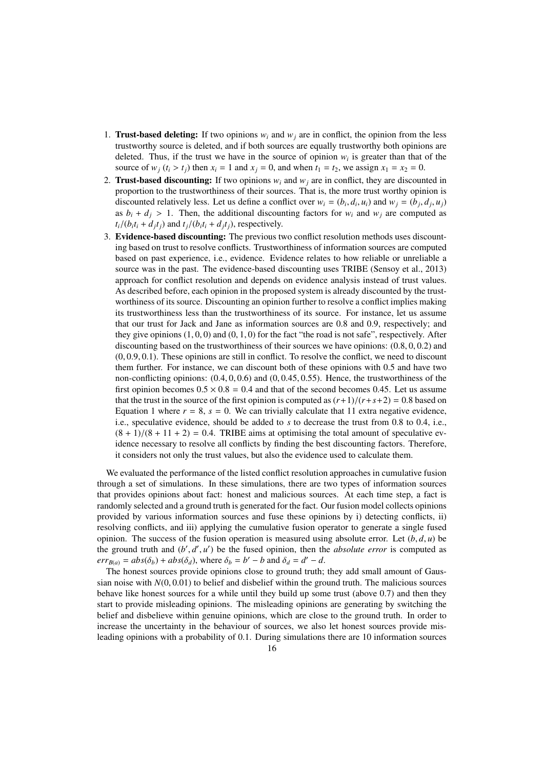1. **Trust-based deleting:** If two opinions $w_i$ and $w_j$ are in conflict, the opinion from the less trustworthy source is deleted, and if both sources are equally trustworthy both opinions are deleted. Thus, if the trust we have in the source of opinion $w_i$ is greater than that of the source of $w_j$ ($t_i > t_j$) then $x_i = 1$ and $x_j = 0$, and when $t_1 = t_2$, we assign $x_1 = x_2 = 0$.
2. **Trust-based discounting:** If two opinions $w_i$ and $w_j$ are in conflict, they are discounted in proportion to the trustworthiness of their sources. That is, the more trust worthy opinion is discounted relatively less. Let us define a conflict over $w_i = (b_i, d_i, u_i)$ and $w_j = (b_j, d_j, u_j)$ as $b_i + d_j > 1$. Then, the additional discounting factors for $w_i$ and $w_j$ are computed as $t_i/(b_i t_i + d_j t_j)$ and $t_j/(b_i t_i + d_j t_j)$, respectively.
3. **Evidence-based discounting:** The previous two conflict resolution methods uses discounting based on trust to resolve conflicts. Trustworthiness of information sources are computed based on past experience, i.e., evidence. Evidence relates to how reliable or unreliable a source was in the past. The evidence-based discounting uses TRIBE (Sensoy et al., 2013) approach for conflict resolution and depends on evidence analysis instead of trust values. As described before, each opinion in the proposed system is already discounted by the trustworthiness of its source. Discounting an opinion further to resolve a conflict implies making its trustworthiness less than the trustworthiness of its source. For instance, let us assume that our trust for Jack and Jane as information sources are 0.8 and 0.9, respectively; and they give opinions $(1, 0, 0)$ and $(0, 1, 0)$ for the fact "the road is not safe", respectively. After discounting based on the trustworthiness of their sources we have opinions: $(0.8, 0, 0.2)$ and $(0, 0.9, 0.1)$. These opinions are still in conflict. To resolve the conflict, we need to discount them further. For instance, we can discount both of these opinions with 0.5 and have two non-conflicting opinions: $(0.4, 0, 0.6)$ and $(0, 0.45, 0.55)$. Hence, the trustworthiness of the first opinion becomes $0.5 \times 0.8 = 0.4$ and that of the second becomes 0.45. Let us assume that the trust in the source of the first opinion is computed as $(r+1)/(r+s+2) = 0.8$ based on Equation 1 where $r = 8$, $s = 0$. We can trivially calculate that 11 extra negative evidence, i.e., speculative evidence, should be added to $s$ to decrease the trust from 0.8 to 0.4, i.e., $(8 + 1)/(8 + 11 + 2) = 0.4$. TRIBE aims at optimising the total amount of speculative evidence necessary to resolve all conflicts by finding the best discounting factors. Therefore, it considers not only the trust values, but also the evidence used to calculate them.

We evaluated the performance of the listed conflict resolution approaches in cumulative fusion through a set of simulations. In these simulations, there are two types of information sources that provides opinions about fact: honest and malicious sources. At each time step, a fact is randomly selected and a ground truth is generated for the fact. Our fusion model collects opinions provided by various information sources and fuse these opinions by i) detecting conflicts, ii) resolving conflicts, and iii) applying the cumulative fusion operator to generate a single fused opinion. The success of the fusion operation is measured using absolute error. Let $(b, d, u)$ be the ground truth and $(b', d', u')$ be the fused opinion, then the *absolute error* is computed as $err_{B(a)} = abs(\delta_b) + abs(\delta_d)$, where $\delta_b = b' - b$ and $\delta_d = d' - d$.

The honest sources provide opinions close to ground truth; they add small amount of Gaussian noise with $N(0, 0.01)$ to belief and disbelief within the ground truth. The malicious sources behave like honest sources for a while until they build up some trust (above 0.7) and then they start to provide misleading opinions. The misleading opinions are generating by switching the belief and disbelieve within genuine opinions, which are close to the ground truth. In order to increase the uncertainty in the behaviour of sources, we also let honest sources provide misleading opinions with a probability of 0.1. During simulations there are 10 information sources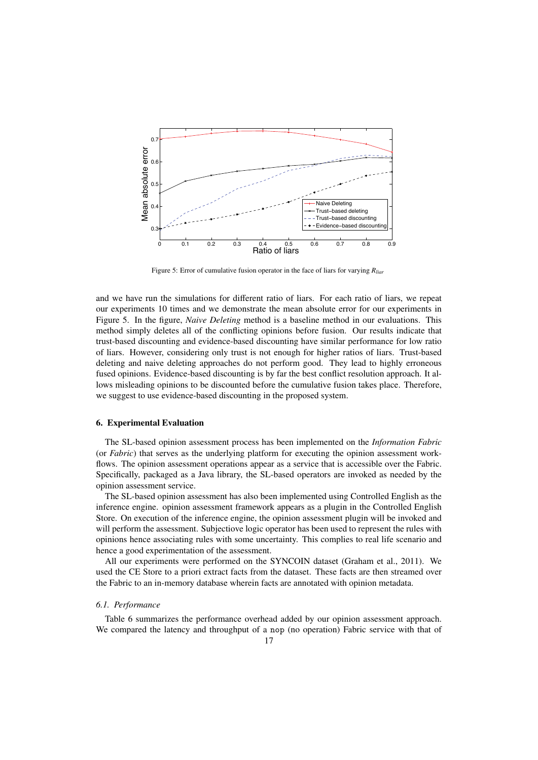Figure 5: Error of cumulative fusion operator in the face of liars for varying $R_{liar}$

and we have run the simulations for different ratio of liars. For each ratio of liars, we repeat our experiments 10 times and we demonstrate the mean absolute error for our experiments in Figure 5. In the figure, *Naive Deleting* method is a baseline method in our evaluations. This method simply deletes all of the conflicting opinions before fusion. Our results indicate that trust-based discounting and evidence-based discounting have similar performance for low ratio of liars. However, considering only trust is not enough for higher ratios of liars. Trust-based deleting and naive deleting approaches do not perform good. They lead to highly erroneous fused opinions. Evidence-based discounting is by far the best conflict resolution approach. It allows misleading opinions to be discounted before the cumulative fusion takes place. Therefore, we suggest to use evidence-based discounting in the proposed system.

## 6. Experimental Evaluation

The SL-based opinion assessment process has been implemented on the *Information Fabric* (or *Fabric*) that serves as the underlying platform for executing the opinion assessment workflows. The opinion assessment operations appear as a service that is accessible over the Fabric. Specifically, packaged as a Java library, the SL-based operators are invoked as needed by the opinion assessment service.

The SL-based opinion assessment has also been implemented using Controlled English as the inference engine. opinion assessment framework appears as a plugin in the Controlled English Store. On execution of the inference engine, the opinion assessment plugin will be invoked and will perform the assessment. Subjectiove logic operator has been used to represent the rules with opinions hence associating rules with some uncertainty. This complies to real life scenario and hence a good experimentation of the assessment.

All our experiments were performed on the SYNCOIN dataset (Graham et al., 2011). We used the CE Store to a priori extract facts from the dataset. These facts are then streamed over the Fabric to an in-memory database wherein facts are annotated with opinion metadata.

### 6.1. Performance

Table 6 summarizes the performance overhead added by our opinion assessment approach. We compared the latency and throughput of a `nop` (no operation) Fabric service with that of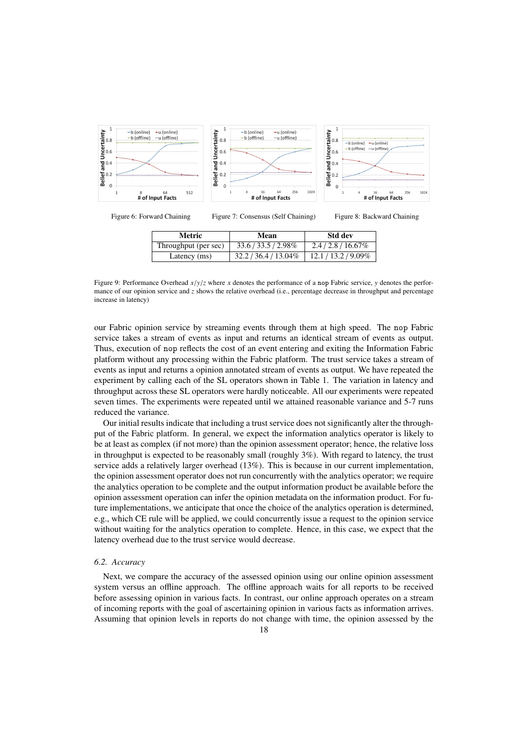Figure 6: Forward Chaining

Figure 7: Consensus (Self Chaining)

Figure 8: Backward Chaining

| Metric | Mean | Std dev |
|---|---|---|
| Throughput (per sec) | 33.6 / 33.5 / 2.98% | 2.4 / 2.8 / 16.67% |
| Latency (ms) | 32.2 / 36.4 / 13.04% | 12.1 / 13.2 / 9.09% |

Figure 9: Performance Overhead $x/y/z$ where $x$ denotes the performance of a nop Fabric service, $y$ denotes the performance of our opinion service and $z$ shows the relative overhead (i.e., percentage decrease in throughput and percentage increase in latency)

our Fabric opinion service by streaming events through them at high speed. The nop Fabric service takes a stream of events as input and returns an identical stream of events as output. Thus, execution of nop reflects the cost of an event entering and exiting the Information Fabric platform without any processing within the Fabric platform. The trust service takes a stream of events as input and returns a opinion annotated stream of events as output. We have repeated the experiment by calling each of the SL operators shown in Table 1. The variation in latency and throughput across these SL operators were hardly noticeable. All our experiments were repeated seven times. The experiments were repeated until we attained reasonable variance and 5-7 runs reduced the variance.

Our initial results indicate that including a trust service does not significantly alter the throughput of the Fabric platform. In general, we expect the information analytics operator is likely to be at least as complex (if not more) than the opinion assessment operator; hence, the relative loss in throughput is expected to be reasonably small (roughly 3%). With regard to latency, the trust service adds a relatively larger overhead (13%). This is because in our current implementation, the opinion assessment operator does not run concurrently with the analytics operator; we require the analytics operation to be complete and the output information product be available before the opinion assessment operation can infer the opinion metadata on the information product. For future implementations, we anticipate that once the choice of the analytics operation is determined, e.g., which CE rule will be applied, we could concurrently issue a request to the opinion service without waiting for the analytics operation to complete. Hence, in this case, we expect that the latency overhead due to the trust service would decrease.

### 6.2. Accuracy

Next, we compare the accuracy of the assessed opinion using our online opinion assessment system versus an offline approach. The offline approach waits for all reports to be received before assessing opinion in various facts. In contrast, our online approach operates on a stream of incoming reports with the goal of ascertaining opinion in various facts as information arrives. Assuming that opinion levels in reports do not change with time, the opinion assessed by the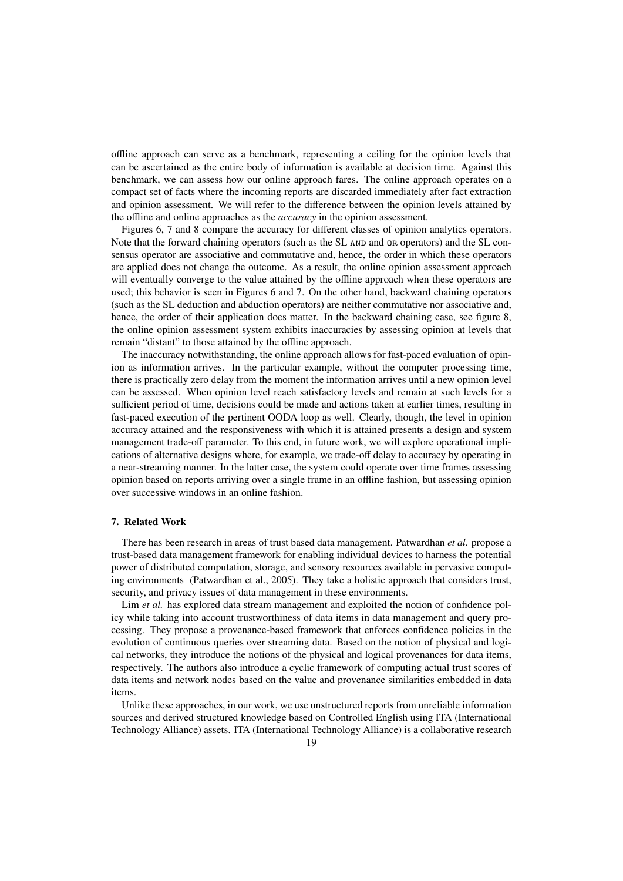offline approach can serve as a benchmark, representing a ceiling for the opinion levels that can be ascertained as the entire body of information is available at decision time. Against this benchmark, we can assess how our online approach fares. The online approach operates on a compact set of facts where the incoming reports are discarded immediately after fact extraction and opinion assessment. We will refer to the difference between the opinion levels attained by the offline and online approaches as the *accuracy* in the opinion assessment.

Figures 6, 7 and 8 compare the accuracy for different classes of opinion analytics operators. Note that the forward chaining operators (such as the SL AND and OR operators) and the SL consensus operator are associative and commutative and, hence, the order in which these operators are applied does not change the outcome. As a result, the online opinion assessment approach will eventually converge to the value attained by the offline approach when these operators are used; this behavior is seen in Figures 6 and 7. On the other hand, backward chaining operators (such as the SL deduction and abduction operators) are neither commutative nor associative and, hence, the order of their application does matter. In the backward chaining case, see figure 8, the online opinion assessment system exhibits inaccuracies by assessing opinion at levels that remain "distant" to those attained by the offline approach.

The inaccuracy notwithstanding, the online approach allows for fast-paced evaluation of opinion as information arrives. In the particular example, without the computer processing time, there is practically zero delay from the moment the information arrives until a new opinion level can be assessed. When opinion level reach satisfactory levels and remain at such levels for a sufficient period of time, decisions could be made and actions taken at earlier times, resulting in fast-paced execution of the pertinent OODA loop as well. Clearly, though, the level in opinion accuracy attained and the responsiveness with which it is attained presents a design and system management trade-off parameter. To this end, in future work, we will explore operational implications of alternative designs where, for example, we trade-off delay to accuracy by operating in a near-streaming manner. In the latter case, the system could operate over time frames assessing opinion based on reports arriving over a single frame in an offline fashion, but assessing opinion over successive windows in an online fashion.

## 7. Related Work

There has been research in areas of trust based data management. Patwardhan *et al.* propose a trust-based data management framework for enabling individual devices to harness the potential power of distributed computation, storage, and sensory resources available in pervasive computing environments (Patwardhan et al., 2005). They take a holistic approach that considers trust, security, and privacy issues of data management in these environments.

Lim *et al.* has explored data stream management and exploited the notion of confidence policy while taking into account trustworthiness of data items in data management and query processing. They propose a provenance-based framework that enforces confidence policies in the evolution of continuous queries over streaming data. Based on the notion of physical and logical networks, they introduce the notions of the physical and logical provenances for data items, respectively. The authors also introduce a cyclic framework of computing actual trust scores of data items and network nodes based on the value and provenance similarities embedded in data items.

Unlike these approaches, in our work, we use unstructured reports from unreliable information sources and derived structured knowledge based on Controlled English using ITA (International Technology Alliance) assets. ITA (International Technology Alliance) is a collaborative research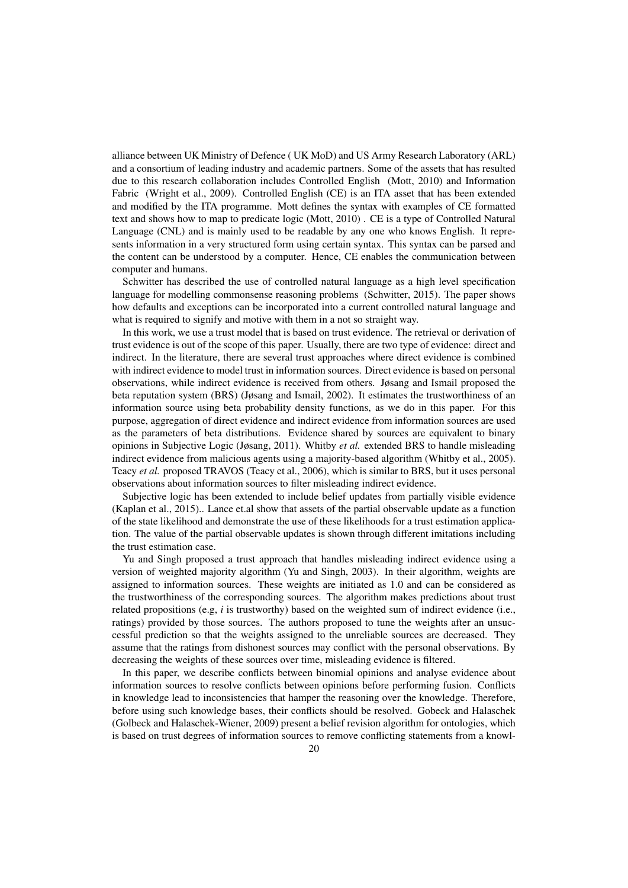alliance between UK Ministry of Defence ( UK MoD) and US Army Research Laboratory (ARL) and a consortium of leading industry and academic partners. Some of the assets that has resulted due to this research collaboration includes Controlled English (Mott, 2010) and Information Fabric (Wright et al., 2009). Controlled English (CE) is an ITA asset that has been extended and modified by the ITA programme. Mott defines the syntax with examples of CE formatted text and shows how to map to predicate logic (Mott, 2010) . CE is a type of Controlled Natural Language (CNL) and is mainly used to be readable by any one who knows English. It represents information in a very structured form using certain syntax. This syntax can be parsed and the content can be understood by a computer. Hence, CE enables the communication between computer and humans.

Schwitter has described the use of controlled natural language as a high level specification language for modelling commonsense reasoning problems (Schwitter, 2015). The paper shows how defaults and exceptions can be incorporated into a current controlled natural language and what is required to signify and motive with them in a not so straight way.

In this work, we use a trust model that is based on trust evidence. The retrieval or derivation of trust evidence is out of the scope of this paper. Usually, there are two type of evidence: direct and indirect. In the literature, there are several trust approaches where direct evidence is combined with indirect evidence to model trust in information sources. Direct evidence is based on personal observations, while indirect evidence is received from others. Jøsang and Ismail proposed the beta reputation system (BRS) (Jøsang and Ismail, 2002). It estimates the trustworthiness of an information source using beta probability density functions, as we do in this paper. For this purpose, aggregation of direct evidence and indirect evidence from information sources are used as the parameters of beta distributions. Evidence shared by sources are equivalent to binary opinions in Subjective Logic (Jøsang, 2011). Whitby *et al.* extended BRS to handle misleading indirect evidence from malicious agents using a majority-based algorithm (Whitby et al., 2005). Teacy *et al.* proposed TRAVOS (Teacy et al., 2006), which is similar to BRS, but it uses personal observations about information sources to filter misleading indirect evidence.

Subjective logic has been extended to include belief updates from partially visible evidence (Kaplan et al., 2015).. Lance et.al show that assets of the partial observable update as a function of the state likelihood and demonstrate the use of these likelihoods for a trust estimation application. The value of the partial observable updates is shown through different imitations including the trust estimation case.

Yu and Singh proposed a trust approach that handles misleading indirect evidence using a version of weighted majority algorithm (Yu and Singh, 2003). In their algorithm, weights are assigned to information sources. These weights are initiated as 1.0 and can be considered as the trustworthiness of the corresponding sources. The algorithm makes predictions about trust related propositions (e.g, $i$ is trustworthy) based on the weighted sum of indirect evidence (i.e., ratings) provided by those sources. The authors proposed to tune the weights after an unsuccessful prediction so that the weights assigned to the unreliable sources are decreased. They assume that the ratings from dishonest sources may conflict with the personal observations. By decreasing the weights of these sources over time, misleading evidence is filtered.

In this paper, we describe conflicts between binomial opinions and analyse evidence about information sources to resolve conflicts between opinions before performing fusion. Conflicts in knowledge lead to inconsistencies that hamper the reasoning over the knowledge. Therefore, before using such knowledge bases, their conflicts should be resolved. Gobeck and Halaschek (Golbeck and Halaschek-Wiener, 2009) present a belief revision algorithm for ontologies, which is based on trust degrees of information sources to remove conflicting statements from a knowl-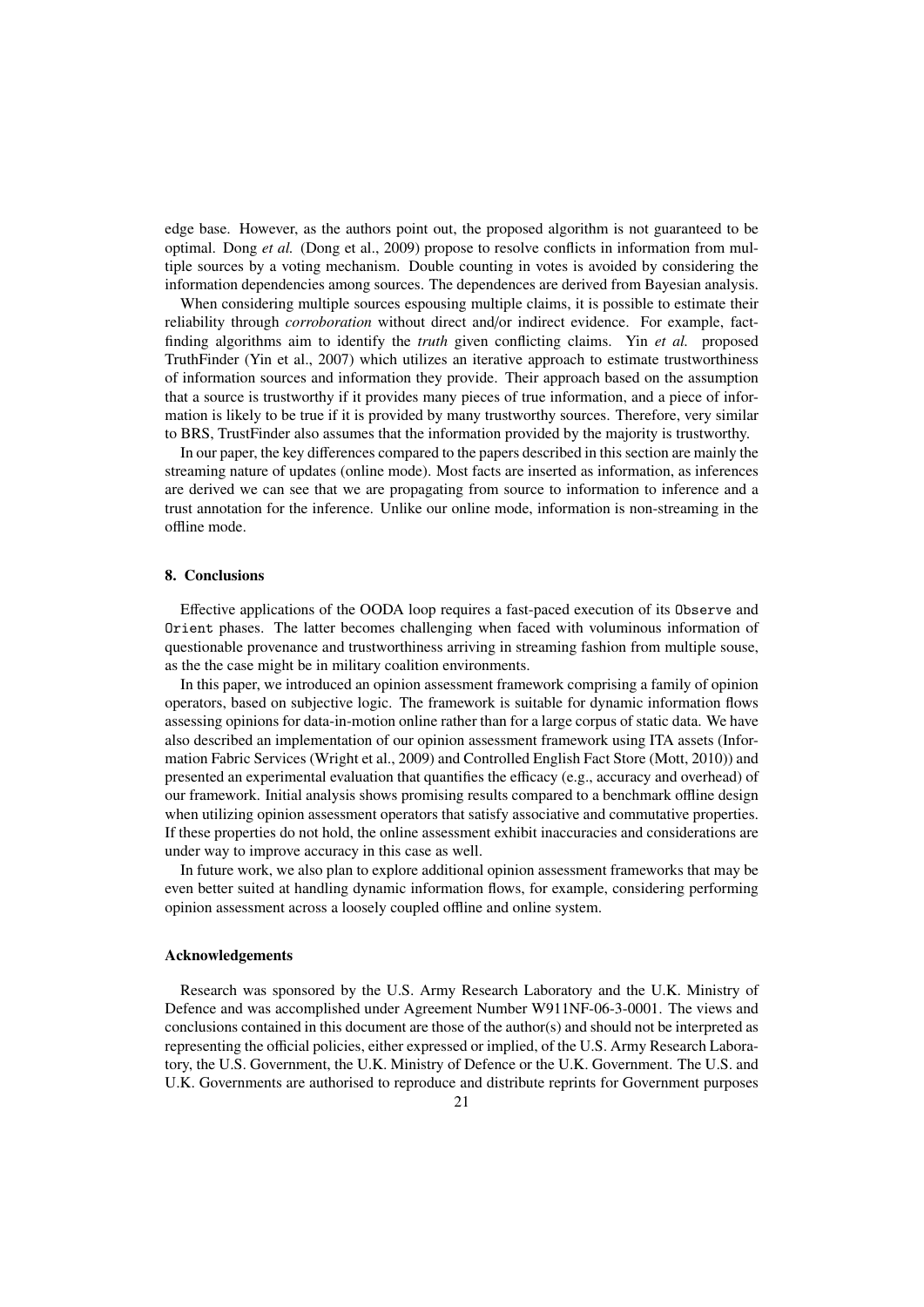edge base. However, as the authors point out, the proposed algorithm is not guaranteed to be optimal. Dong *et al.* (Dong et al., 2009) propose to resolve conflicts in information from multiple sources by a voting mechanism. Double counting in votes is avoided by considering the information dependencies among sources. The dependences are derived from Bayesian analysis.

When considering multiple sources espousing multiple claims, it is possible to estimate their reliability through *corroboration* without direct and/or indirect evidence. For example, fact-finding algorithms aim to identify the *truth* given conflicting claims. Yin *et al.* proposed TruthFinder (Yin et al., 2007) which utilizes an iterative approach to estimate trustworthiness of information sources and information they provide. Their approach based on the assumption that a source is trustworthy if it provides many pieces of true information, and a piece of information is likely to be true if it is provided by many trustworthy sources. Therefore, very similar to BRS, TrustFinder also assumes that the information provided by the majority is trustworthy.

In our paper, the key differences compared to the papers described in this section are mainly the streaming nature of updates (online mode). Most facts are inserted as information, as inferences are derived we can see that we are propagating from source to information to inference and a trust annotation for the inference. Unlike our online mode, information is non-streaming in the offline mode.

## 8. Conclusions

Effective applications of the OODA loop requires a fast-paced execution of its `Observe` and `Orient` phases. The latter becomes challenging when faced with voluminous information of questionable provenance and trustworthiness arriving in streaming fashion from multiple souse, as the the case might be in military coalition environments.

In this paper, we introduced an opinion assessment framework comprising a family of opinion operators, based on subjective logic. The framework is suitable for dynamic information flows assessing opinions for data-in-motion online rather than for a large corpus of static data. We have also described an implementation of our opinion assessment framework using ITA assets (Information Fabric Services (Wright et al., 2009) and Controlled English Fact Store (Mott, 2010)) and presented an experimental evaluation that quantifies the efficacy (e.g., accuracy and overhead) of our framework. Initial analysis shows promising results compared to a benchmark offline design when utilizing opinion assessment operators that satisfy associative and commutative properties. If these properties do not hold, the online assessment exhibit inaccuracies and considerations are under way to improve accuracy in this case as well.

In future work, we also plan to explore additional opinion assessment frameworks that may be even better suited at handling dynamic information flows, for example, considering performing opinion assessment across a loosely coupled offline and online system.

### Acknowledgements

Research was sponsored by the U.S. Army Research Laboratory and the U.K. Ministry of Defence and was accomplished under Agreement Number W911NF-06-3-0001. The views and conclusions contained in this document are those of the author(s) and should not be interpreted as representing the official policies, either expressed or implied, of the U.S. Army Research Laboratory, the U.S. Government, the U.K. Ministry of Defence or the U.K. Government. The U.S. and U.K. Governments are authorised to reproduce and distribute reprints for Government purposes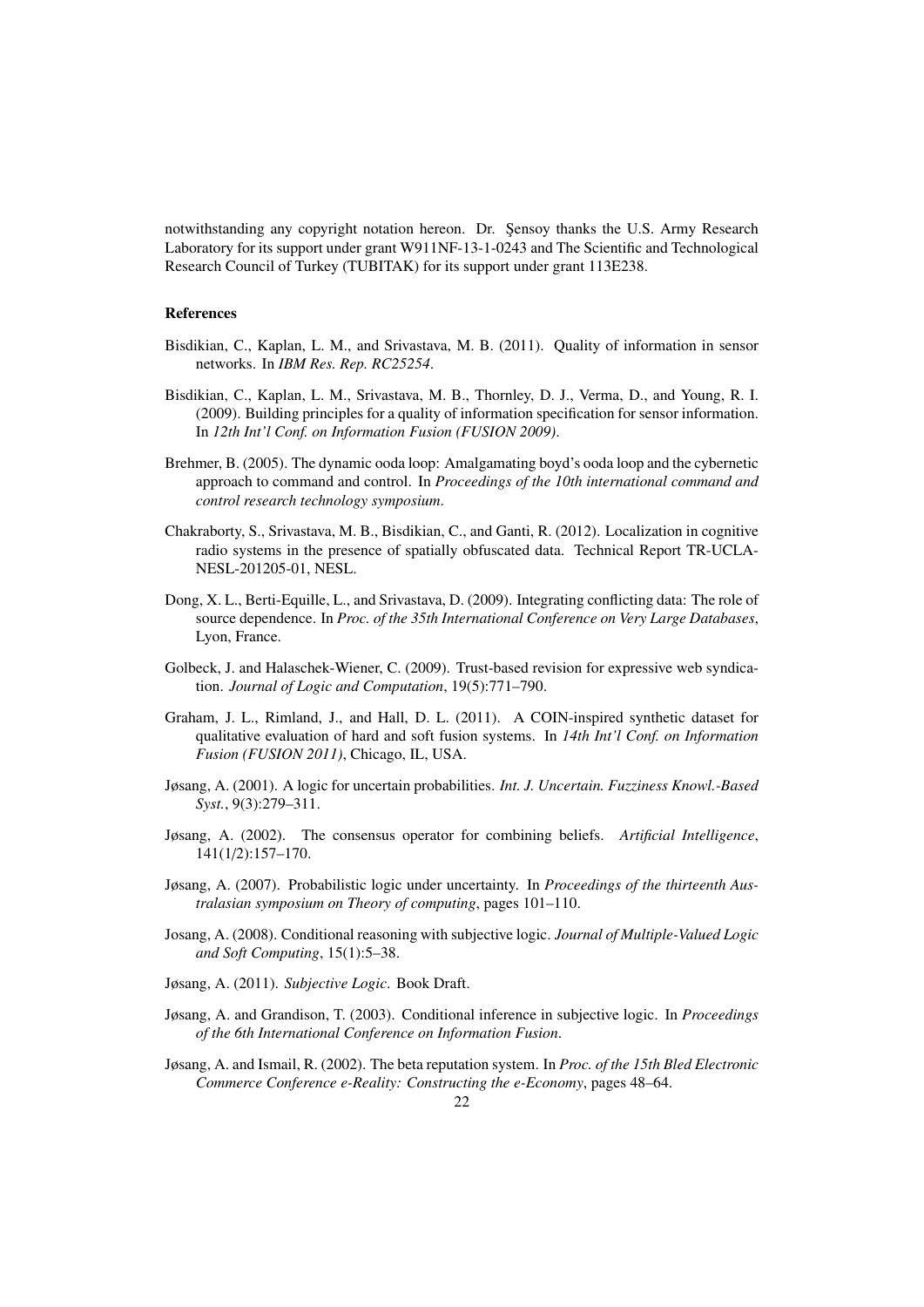notwithstanding any copyright notation hereon. Dr. Şensoy thanks the U.S. Army Research Laboratory for its support under grant W911NF-13-1-0243 and The Scientific and Technological Research Council of Turkey (TUBITAK) for its support under grant 113E238.

### References

Bisdikian, C., Kaplan, L. M., and Srivastava, M. B. (2011). Quality of information in sensor networks. In *IBM Res. Rep. RC25254*.

Bisdikian, C., Kaplan, L. M., Srivastava, M. B., Thornley, D. J., Verma, D., and Young, R. I. (2009). Building principles for a quality of information specification for sensor information. In *12th Int'l Conf. on Information Fusion (FUSION 2009)*.

Brehmer, B. (2005). The dynamic ooda loop: Amalgamating boyd's ooda loop and the cybernetic approach to command and control. In *Proceedings of the 10th international command and control research technology symposium*.

Chakraborty, S., Srivastava, M. B., Bisdikian, C., and Ganti, R. (2012). Localization in cognitive radio systems in the presence of spatially obfuscated data. Technical Report TR-UCLA-NESL-201205-01, NESL.

Dong, X. L., Berti-Equille, L., and Srivastava, D. (2009). Integrating conflicting data: The role of source dependence. In *Proc. of the 35th International Conference on Very Large Databases*, Lyon, France.

Golbeck, J. and Halaschek-Wiener, C. (2009). Trust-based revision for expressive web syndication. *Journal of Logic and Computation*, 19(5):771–790.

Graham, J. L., Rimland, J., and Hall, D. L. (2011). A COIN-inspired synthetic dataset for qualitative evaluation of hard and soft fusion systems. In *14th Int'l Conf. on Information Fusion (FUSION 2011)*, Chicago, IL, USA.

Jøsang, A. (2001). A logic for uncertain probabilities. *Int. J. Uncertain. Fuzziness Knowl.-Based Syst.*, 9(3):279–311.

Jøsang, A. (2002). The consensus operator for combining beliefs. *Artificial Intelligence*, 141(1/2):157–170.

Jøsang, A. (2007). Probabilistic logic under uncertainty. In *Proceedings of the thirteenth Australasian symposium on Theory of computing*, pages 101–110.

Josang, A. (2008). Conditional reasoning with subjective logic. *Journal of Multiple-Valued Logic and Soft Computing*, 15(1):5–38.

Jøsang, A. (2011). *Subjective Logic*. Book Draft.

Jøsang, A. and Grandison, T. (2003). Conditional inference in subjective logic. In *Proceedings of the 6th International Conference on Information Fusion*.

Jøsang, A. and Ismail, R. (2002). The beta reputation system. In *Proc. of the 15th Bled Electronic Commerce Conference e-Reality: Constructing the e-Economy*, pages 48–64.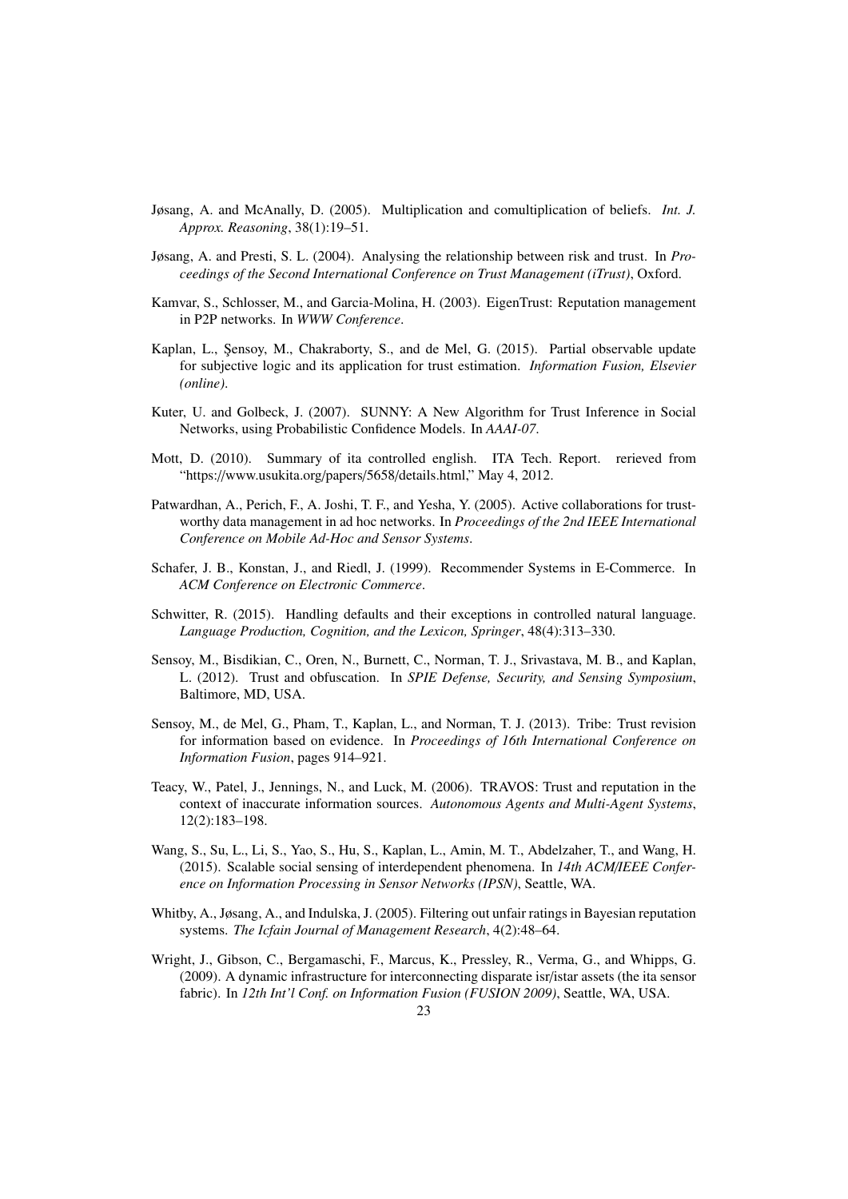Jøsang, A. and McAnally, D. (2005). Multiplication and comultiplication of beliefs. *Int. J. Approx. Reasoning*, 38(1):19–51.

Jøsang, A. and Presti, S. L. (2004). Analysing the relationship between risk and trust. In *Proceedings of the Second International Conference on Trust Management (iTrust)*, Oxford.

Kamvar, S., Schlosser, M., and Garcia-Molina, H. (2003). EigenTrust: Reputation management in P2P networks. In *WWW Conference*.

Kaplan, L., Şensoy, M., Chakraborty, S., and de Mel, G. (2015). Partial observable update for subjective logic and its application for trust estimation. *Information Fusion, Elsevier (online)*.

Kuter, U. and Golbeck, J. (2007). SUNNY: A New Algorithm for Trust Inference in Social Networks, using Probabilistic Confidence Models. In *AAAI-07*.

Mott, D. (2010). Summary of ita controlled english. ITA Tech. Report. rerieved from "https://www.usukita.org/papers/5658/details.html," May 4, 2012.

Patwardhan, A., Perich, F., A. Joshi, T. F., and Yesha, Y. (2005). Active collaborations for trustworthy data management in ad hoc networks. In *Proceedings of the 2nd IEEE International Conference on Mobile Ad-Hoc and Sensor Systems*.

Schafer, J. B., Konstan, J., and Riedl, J. (1999). Recommender Systems in E-Commerce. In *ACM Conference on Electronic Commerce*.

Schwitter, R. (2015). Handling defaults and their exceptions in controlled natural language. *Language Production, Cognition, and the Lexicon, Springer*, 48(4):313–330.

Sensoy, M., Bisdikian, C., Oren, N., Burnett, C., Norman, T. J., Srivastava, M. B., and Kaplan, L. (2012). Trust and obfuscation. In *SPIE Defense, Security, and Sensing Symposium*, Baltimore, MD, USA.

Sensoy, M., de Mel, G., Pham, T., Kaplan, L., and Norman, T. J. (2013). Tribe: Trust revision for information based on evidence. In *Proceedings of 16th International Conference on Information Fusion*, pages 914–921.

Teacy, W., Patel, J., Jennings, N., and Luck, M. (2006). TRAVOS: Trust and reputation in the context of inaccurate information sources. *Autonomous Agents and Multi-Agent Systems*, 12(2):183–198.

Wang, S., Su, L., Li, S., Yao, S., Hu, S., Kaplan, L., Amin, M. T., Abdelzaher, T., and Wang, H. (2015). Scalable social sensing of interdependent phenomena. In *14th ACM/IEEE Conference on Information Processing in Sensor Networks (IPSN)*, Seattle, WA.

Whitby, A., Jøsang, A., and Indulska, J. (2005). Filtering out unfair ratings in Bayesian reputation systems. *The Icfain Journal of Management Research*, 4(2):48–64.

Wright, J., Gibson, C., Bergamaschi, F., Marcus, K., Pressley, R., Verma, G., and Whipps, G. (2009). A dynamic infrastructure for interconnecting disparate isr/istar assets (the ita sensor fabric). In *12th Int'l Conf. on Information Fusion (FUSION 2009)*, Seattle, WA, USA.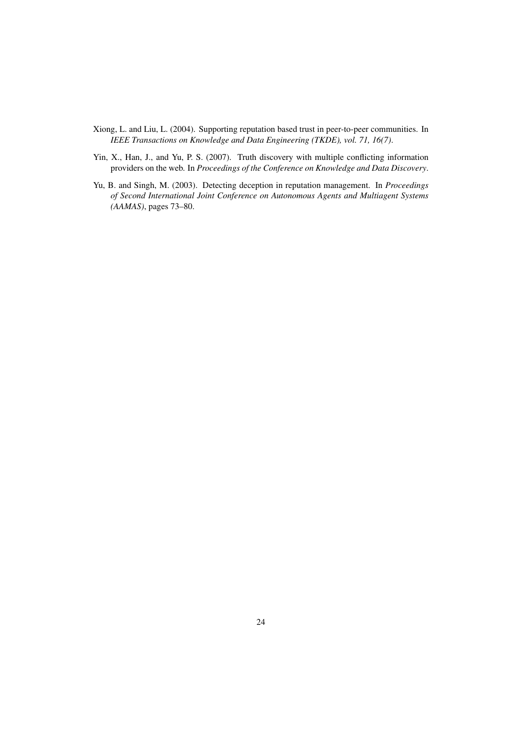Xiong, L. and Liu, L. (2004). Supporting reputation based trust in peer-to-peer communities. In *IEEE Transactions on Knowledge and Data Engineering (TKDE), vol. 71, 16(7)*.

Yin, X., Han, J., and Yu, P. S. (2007). Truth discovery with multiple conflicting information providers on the web. In *Proceedings of the Conference on Knowledge and Data Discovery*.

Yu, B. and Singh, M. (2003). Detecting deception in reputation management. In *Proceedings of Second International Joint Conference on Autonomous Agents and Multiagent Systems (AAMAS)*, pages 73–80.